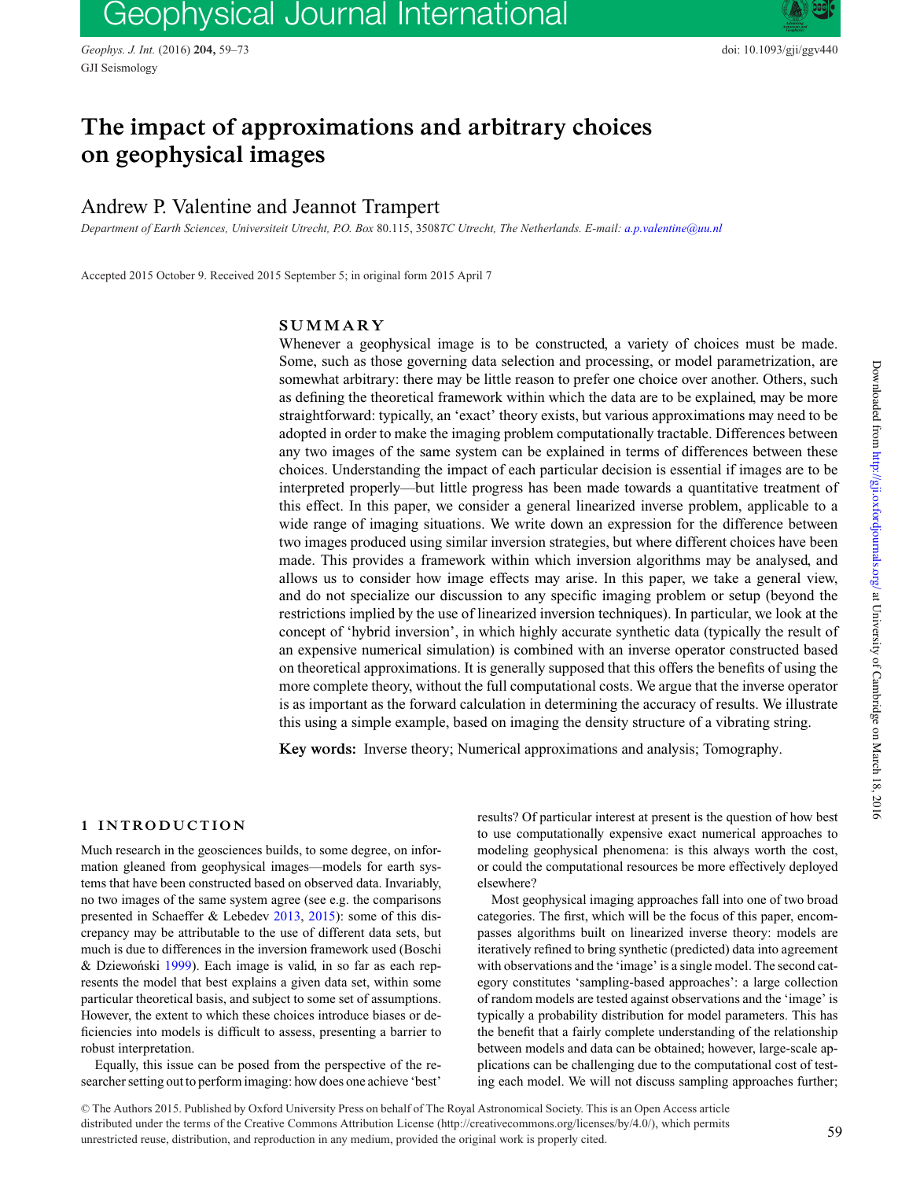# The impact of approximations and arbitrary choices on geophysical images

Andrew P. Valentine and Jeannot Trampert

*Department of Earth Sciences, Universiteit Utrecht, P.O. Box 80.115, 3508TC Utrecht, The Netherlands. E-mail: a.p.valentine@uu.nl*

Accepted 2015 October 9. Received 2015 September 5; in original form 2015 April 7

## SUMMARY

Whenever a geophysical image is to be constructed, a variety of choices must be made. Some, such as those governing data selection and processing, or model parametrization, are somewhat arbitrary: there may be little reason to prefer one choice over another. Others, such as defining the theoretical framework within which the data are to be explained, may be more straightforward: typically, an 'exact' theory exists, but various approximations may need to be adopted in order to make the imaging problem computationally tractable. Differences between any two images of the same system can be explained in terms of differences between these choices. Understanding the impact of each particular decision is essential if images are to be interpreted properly—but little progress has been made towards a quantitative treatment of this effect. In this paper, we consider a general linearized inverse problem, applicable to a wide range of imaging situations. We write down an expression for the difference between two images produced using similar inversion strategies, but where different choices have been made. This provides a framework within which inversion algorithms may be analysed, and allows us to consider how image effects may arise. In this paper, we take a general view, and do not specialize our discussion to any specific imaging problem or setup (beyond the restrictions implied by the use of linearized inversion techniques). In particular, we look at the concept of 'hybrid inversion', in which highly accurate synthetic data (typically the result of an expensive numerical simulation) is combined with an inverse operator constructed based on theoretical approximations. It is generally supposed that this offers the benefits of using the more complete theory, without the full computational costs. We argue that the inverse operator is as important as the forward calculation in determining the accuracy of results. We illustrate this using a simple example, based on imaging the density structure of a vibrating string.

**Key words:** Inverse theory; Numerical approximations and analysis; Tomography.

## 1 INTRODUCTION

Much research in the geosciences builds, to some degree, on information gleaned from geophysical images—models for earth systems that have been constructed based on observed data. Invariably, no two images of the same system agree (see e.g. the comparisons presented in Schaeffer & Lebedev 2013, 2015): some of this discrepancy may be attributable to the use of different data sets, but much is due to differences in the inversion framework used (Boschi & Dziewoński 1999). Each image is valid, in so far as each represents the model that best explains a given data set, within some particular theoretical basis, and subject to some set of assumptions. However, the extent to which these choices introduce biases or deficiencies into models is difficult to assess, presenting a barrier to robust interpretation.

Equally, this issue can be posed from the perspective of the researcher setting out to perform imaging: how does one achieve 'best' results? Of particular interest at present is the question of how best to use computationally expensive exact numerical approaches to modeling geophysical phenomena: is this always worth the cost, or could the computational resources be more effectively deployed elsewhere?

Most geophysical imaging approaches fall into one of two broad categories. The first, which will be the focus of this paper, encompasses algorithms built on linearized inverse theory: models are iteratively refined to bring synthetic (predicted) data into agreement with observations and the 'image' is a single model. The second category constitutes 'sampling-based approaches': a large collection of random models are tested against observations and the 'image' is typically a probability distribution for model parameters. This has the benefit that a fairly complete understanding of the relationship between models and data can be obtained; however, large-scale applications can be challenging due to the computational cost of testing each model. We will not discuss sampling approaches further;

© The Authors 2015. Published by Oxford University Press on behalf of The Royal Astronomical Society. This is an Open Access article distributed under the terms of the Creative Commons Attribution License (http://creativecommons.org/licenses/by/4.0/), which permits unrestricted reuse, distribution, and reproduction in any medium, provided the original work is properly cited.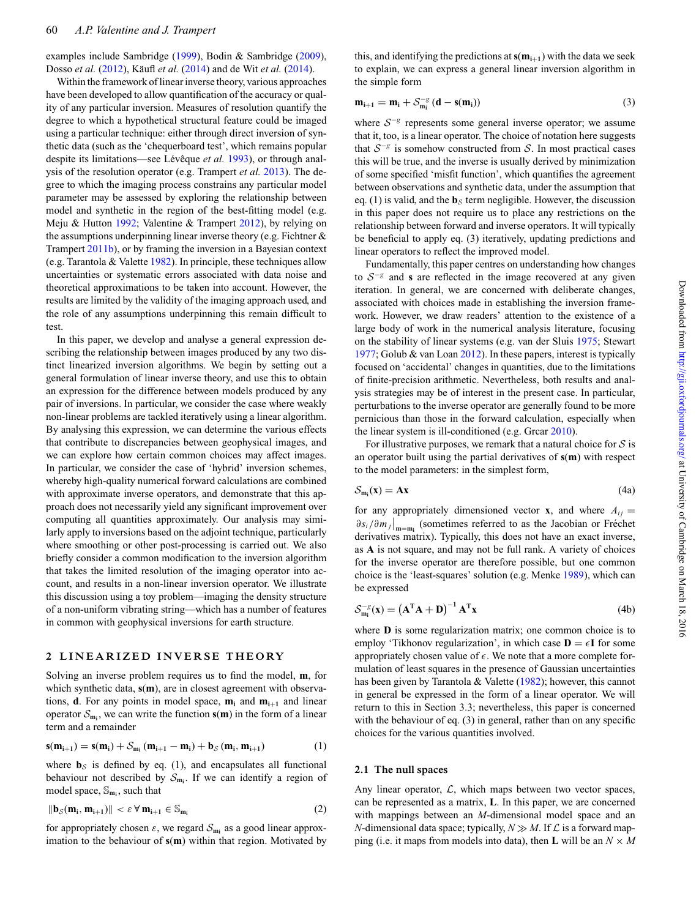examples include Sambridge (1999), Bodin & Sambridge (2009), Dosso *et al.* (2012), Käufl *et al.* (2014) and de Wit *et al.* (2014).

Within the framework of linear inverse theory, various approaches have been developed to allow quantification of the accuracy or quality of any particular inversion. Measures of resolution quantify the degree to which a hypothetical structural feature could be imaged using a particular technique: either through direct inversion of synthetic data (such as the 'chequerboard test', which remains popular despite its limitations—see Lévêque *et al.* 1993), or through analysis of the resolution operator (e.g. Trampert *et al.* 2013). The degree to which the imaging process constrains any particular model parameter may be assessed by exploring the relationship between model and synthetic in the region of the best-fitting model (e.g. Meju & Hutton 1992; Valentine & Trampert 2012), by relying on the assumptions underpinning linear inverse theory (e.g. Fichtner & Trampert 2011b), or by framing the inversion in a Bayesian context (e.g. Tarantola & Valette 1982). In principle, these techniques allow uncertainties or systematic errors associated with data noise and theoretical approximations to be taken into account. However, the results are limited by the validity of the imaging approach used, and the role of any assumptions underpinning this remain difficult to test.

In this paper, we develop and analyse a general expression describing the relationship between images produced by any two distinct linearized inversion algorithms. We begin by setting out a general formulation of linear inverse theory, and use this to obtain an expression for the difference between models produced by any pair of inversions. In particular, we consider the case where weakly non-linear problems are tackled iteratively using a linear algorithm. By analysing this expression, we can determine the various effects that contribute to discrepancies between geophysical images, and we can explore how certain common choices may affect images. In particular, we consider the case of 'hybrid' inversion schemes, whereby high-quality numerical forward calculations are combined with approximate inverse operators, and demonstrate that this approach does not necessarily yield any significant improvement over computing all quantities approximately. Our analysis may similarly apply to inversions based on the adjoint technique, particularly where smoothing or other post-processing is carried out. We also briefly consider a common modification to the inversion algorithm that takes the limited resolution of the imaging operator into account, and results in a non-linear inversion operator. We illustrate this discussion using a toy problem—imaging the density structure of a non-uniform vibrating string—which has a number of features in common with geophysical inversions for earth structure.

## 2 LINEARIZED INVERSE THEORY

Solving an inverse problem requires us to find the model, $\mathbf{m}$, for which synthetic data, $\mathbf{s}(\mathbf{m})$, are in closest agreement with observations, $\mathbf{d}$. For any points in model space, $\mathbf{m_i}$ and $\mathbf{m_{i+1}}$ and linear operator $\mathcal{S}_{\mathbf{m_i}}$, we can write the function $\mathbf{s}(\mathbf{m})$ in the form of a linear term and a remainder

$$\mathbf{s}(\mathbf{m_{i+1}}) = \mathbf{s}(\mathbf{m_i}) + \mathcal{S}_{\mathbf{m_i}}(\mathbf{m_{i+1}} - \mathbf{m_i}) + \mathbf{b}_{\mathcal{S}}(\mathbf{m_i}, \mathbf{m_{i+1}}) \tag{1}$$

where $\mathbf{b}_{\mathcal{S}}$ is defined by eq. (1), and encapsulates all functional behaviour not described by $\mathcal{S}_{\mathbf{m_i}}$. If we can identify a region of model space, $\mathbb{S}_{\mathbf{m_i}}$, such that

$$\|\mathbf{b}_{\mathcal{S}}(\mathbf{m_i}, \mathbf{m_{i+1}})\| < \varepsilon \; \forall \, \mathbf{m_{i+1}} \in \mathbb{S}_{\mathbf{m_i}} \tag{2}$$

for appropriately chosen $\varepsilon$, we regard $\mathcal{S}_{\mathbf{m_i}}$ as a good linear approximation to the behaviour of $\mathbf{s}(\mathbf{m})$ within that region. Motivated by this, and identifying the predictions at $\mathbf{s}(\mathbf{m_{i+1}})$ with the data we seek to explain, we can express a general linear inversion algorithm in the simple form

$$\mathbf{m_{i+1}} = \mathbf{m_i} + \mathcal{S}^{-g}_{\mathbf{m_i}}(\mathbf{d} - \mathbf{s}(\mathbf{m_i})) \tag{3}$$

where $\mathcal{S}^{-g}$ represents some general inverse operator; we assume that it, too, is a linear operator. The choice of notation here suggests that $\mathcal{S}^{-g}$ is somehow constructed from $\mathcal{S}$. In most practical cases this will be true, and the inverse is usually derived by minimization of some specified 'misfit function', which quantifies the agreement between observations and synthetic data, under the assumption that eq. (1) is valid, and the $\mathbf{b}_{\mathcal{S}}$ term negligible. However, the discussion in this paper does not require us to place any restrictions on the relationship between forward and inverse operators. It will typically be beneficial to apply eq. (3) iteratively, updating predictions and linear operators to reflect the improved model.

Fundamentally, this paper centres on understanding how changes to $\mathcal{S}^{-g}$ and $\mathbf{s}$ are reflected in the image recovered at any given iteration. In general, we are concerned with deliberate changes, associated with choices made in establishing the inversion framework. However, we draw readers' attention to the existence of a large body of work in the numerical analysis literature, focusing on the stability of linear systems (e.g. van der Sluis 1975; Stewart 1977; Golub & van Loan 2012). In these papers, interest is typically focused on 'accidental' changes in quantities, due to the limitations of finite-precision arithmetic. Nevertheless, both results and analysis strategies may be of interest in the present case. In particular, perturbations to the inverse operator are generally found to be more pernicious than those in the forward calculation, especially when the linear system is ill-conditioned (e.g. Grcar 2010).

For illustrative purposes, we remark that a natural choice for $\mathcal{S}$ is an operator built using the partial derivatives of $\mathbf{s}(\mathbf{m})$ with respect to the model parameters: in the simplest form,

$$\mathcal{S}_{\mathbf{m_i}}(\mathbf{x}) = \mathbf{A}\mathbf{x} \tag{4a}$$

for any appropriately dimensioned vector $\mathbf{x}$, and where $A_{ij} = \partial s_i / \partial m_j \big|_{\mathbf{m}=\mathbf{m_i}}$ (sometimes referred to as the Jacobian or Fréchet derivatives matrix). Typically, this does not have an exact inverse, as $\mathbf{A}$ is not square, and may not be full rank. A variety of choices for the inverse operator are therefore possible, but one common choice is the 'least-squares' solution (e.g. Menke 1989), which can be expressed

$$\mathcal{S}^{-g}_{\mathbf{m_i}}(\mathbf{x}) = \left(\mathbf{A}^{\mathbf{T}}\mathbf{A} + \mathbf{D}\right)^{-1}\mathbf{A}^{\mathbf{T}}\mathbf{x} \tag{4b}$$

where $\mathbf{D}$ is some regularization matrix; one common choice is to employ 'Tikhonov regularization', in which case $\mathbf{D} = \epsilon\mathbf{I}$ for some appropriately chosen value of $\epsilon$. We note that a more complete formulation of least squares in the presence of Gaussian uncertainties has been given by Tarantola & Valette (1982); however, this cannot in general be expressed in the form of a linear operator. We will return to this in Section 3.3; nevertheless, this paper is concerned with the behaviour of eq. (3) in general, rather than on any specific choices for the various quantities involved.

### 2.1 The null spaces

Any linear operator, $\mathcal{L}$, which maps between two vector spaces, can be represented as a matrix, $\mathbf{L}$. In this paper, we are concerned with mappings between an $M$-dimensional model space and an $N$-dimensional data space; typically, $N \gg M$. If $\mathcal{L}$ is a forward mapping (i.e. it maps from models into data), then $\mathbf{L}$ will be an $N \times M$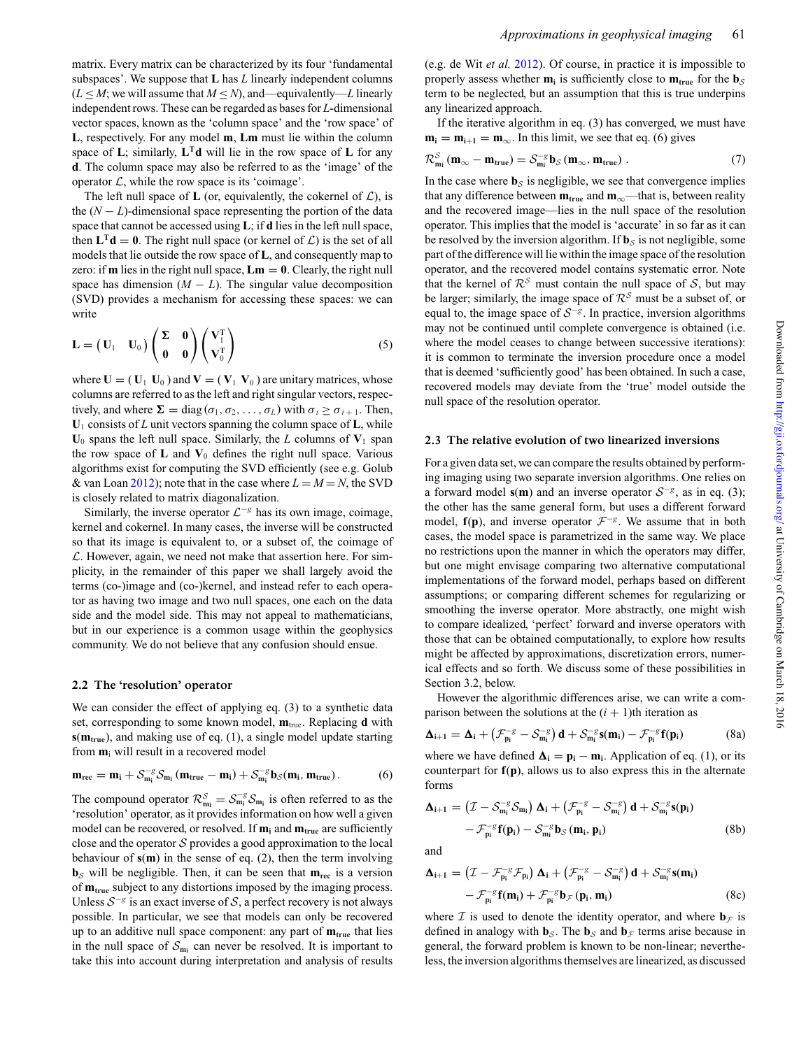matrix. Every matrix can be characterized by its four 'fundamental subspaces'. We suppose that $\mathbf{L}$ has $L$ linearly independent columns ($L \leq M$; we will assume that $M \leq N$), and—equivalently—$L$ linearly independent rows. These can be regarded as bases for $L$-dimensional vector spaces, known as the 'column space' and the 'row space' of $\mathbf{L}$, respectively. For any model $\mathbf{m}$, $\mathbf{Lm}$ must lie within the column space of $\mathbf{L}$; similarly, $\mathbf{L}^\mathrm{T}\mathbf{d}$ will lie in the row space of $\mathbf{L}$ for any $\mathbf{d}$. The column space may also be referred to as the 'image' of the operator $\mathcal{L}$, while the row space is its 'coimage'.

The left null space of $\mathbf{L}$ (or, equivalently, the cokernel of $\mathcal{L}$), is the $(N - L)$-dimensional space representing the portion of the data space that cannot be accessed using $\mathbf{L}$; if $\mathbf{d}$ lies in the left null space, then $\mathbf{L}^\mathrm{T}\mathbf{d} = \mathbf{0}$. The right null space (or kernel of $\mathcal{L}$) is the set of all models that lie outside the row space of $\mathbf{L}$, and consequently map to zero: if $\mathbf{m}$ lies in the right null space, $\mathbf{Lm} = \mathbf{0}$. Clearly, the right null space has dimension $(M - L)$. The singular value decomposition (SVD) provides a mechanism for accessing these spaces: we can write

$$\mathbf{L} = \begin{pmatrix} \mathbf{U}_1 & \mathbf{U}_0 \end{pmatrix} \begin{pmatrix} \mathbf{\Sigma} & \mathbf{0} \\ \mathbf{0} & \mathbf{0} \end{pmatrix} \begin{pmatrix} \mathbf{V}_1^\mathrm{T} \\ \mathbf{V}_0^\mathrm{T} \end{pmatrix} \tag{5}$$

where $\mathbf{U} = (\,\mathbf{U}_1\;\mathbf{U}_0\,)$ and $\mathbf{V} = (\,\mathbf{V}_1\;\mathbf{V}_0\,)$ are unitary matrices, whose columns are referred to as the left and right singular vectors, respectively, and where $\mathbf{\Sigma} = \mathrm{diag}\,(\sigma_1, \sigma_2, \ldots, \sigma_L)$ with $\sigma_i \geq \sigma_{i+1}$. Then, $\mathbf{U}_1$ consists of $L$ unit vectors spanning the column space of $\mathbf{L}$, while $\mathbf{U}_0$ spans the left null space. Similarly, the $L$ columns of $\mathbf{V}_1$ span the row space of $\mathbf{L}$ and $\mathbf{V}_0$ defines the right null space. Various algorithms exist for computing the SVD efficiently (see e.g. Golub & van Loan 2012); note that in the case where $L = M = N$, the SVD is closely related to matrix diagonalization.

Similarly, the inverse operator $\mathcal{L}^{-g}$ has its own image, coimage, kernel and cokernel. In many cases, the inverse will be constructed so that its image is equivalent to, or a subset of, the coimage of $\mathcal{L}$. However, again, we need not make that assertion here. For simplicity, in the remainder of this paper we shall largely avoid the terms (co-)image and (co-)kernel, and instead refer to each operator as having two image and two null spaces, one each on the data side and the model side. This may not appeal to mathematicians, but in our experience is a common usage within the geophysics community. We do not believe that any confusion should ensue.

### 2.2 The 'resolution' operator

We can consider the effect of applying eq. (3) to a synthetic data set, corresponding to some known model, $\mathbf{m}_\mathrm{true}$. Replacing $\mathbf{d}$ with $\mathbf{s}(\mathbf{m}_\mathbf{true})$, and making use of eq. (1), a single model update starting from $\mathbf{m}_\mathrm{i}$ will result in a recovered model

$$\mathbf{m}_\mathbf{rec} = \mathbf{m}_\mathbf{i} + \mathcal{S}_{\mathbf{m}_\mathbf{i}}^{-g}\mathcal{S}_{\mathbf{m}_\mathbf{i}}\left(\mathbf{m}_\mathbf{true} - \mathbf{m}_\mathbf{i}\right) + \mathcal{S}_{\mathbf{m}_\mathbf{i}}^{-g}\mathbf{b}_\mathcal{S}(\mathbf{m}_\mathbf{i}, \mathbf{m}_\mathbf{true})\,. \tag{6}$$

The compound operator $\mathcal{R}_{\mathbf{m}_\mathbf{i}}^\mathcal{S} = \mathcal{S}_{\mathbf{m}_\mathbf{i}}^{-g}\mathcal{S}_{\mathbf{m}_\mathbf{i}}$ is often referred to as the 'resolution' operator, as it provides information on how well a given model can be recovered, or resolved. If $\mathbf{m}_\mathbf{i}$ and $\mathbf{m}_\mathbf{true}$ are sufficiently close and the operator $\mathcal{S}$ provides a good approximation to the local behaviour of $\mathbf{s}(\mathbf{m})$ in the sense of eq. (2), then the term involving $\mathbf{b}_\mathcal{S}$ will be negligible. Then, it can be seen that $\mathbf{m}_\mathbf{rec}$ is a version of $\mathbf{m}_\mathbf{true}$ subject to any distortions imposed by the imaging process. Unless $\mathcal{S}^{-g}$ is an exact inverse of $\mathcal{S}$, a perfect recovery is not always possible. In particular, we see that models can only be recovered up to an additive null space component: any part of $\mathbf{m}_\mathbf{true}$ that lies in the null space of $\mathcal{S}_{\mathbf{m}_\mathbf{i}}$ can never be resolved. It is important to take this into account during interpretation and analysis of results (e.g. de Wit *et al.* 2012). Of course, in practice it is impossible to properly assess whether $\mathbf{m}_\mathbf{i}$ is sufficiently close to $\mathbf{m}_\mathbf{true}$ for the $\mathbf{b}_\mathcal{S}$ term to be neglected, but an assumption that this is true underpins any linearized approach.

If the iterative algorithm in eq. (3) has converged, we must have $\mathbf{m}_\mathbf{i} = \mathbf{m}_{\mathbf{i}+1} = \mathbf{m}_\infty$. In this limit, we see that eq. (6) gives

$$\mathcal{R}_{\mathbf{m}_\mathbf{i}}^\mathcal{S}\left(\mathbf{m}_\infty - \mathbf{m}_\mathbf{true}\right) = \mathcal{S}_{\mathbf{m}_\mathbf{i}}^{-g}\mathbf{b}_\mathcal{S}\left(\mathbf{m}_\infty, \mathbf{m}_\mathbf{true}\right)\,. \tag{7}$$

In the case where $\mathbf{b}_\mathcal{S}$ is negligible, we see that convergence implies that any difference between $\mathbf{m}_\mathbf{true}$ and $\mathbf{m}_\infty$—that is, between reality and the recovered image—lies in the null space of the resolution operator. This implies that the model is 'accurate' in so far as it can be resolved by the inversion algorithm. If $\mathbf{b}_\mathcal{S}$ is not negligible, some part of the difference will lie within the image space of the resolution operator, and the recovered model contains systematic error. Note that the kernel of $\mathcal{R}^\mathcal{S}$ must contain the null space of $\mathcal{S}$, but may be larger; similarly, the image space of $\mathcal{R}^\mathcal{S}$ must be a subset of, or equal to, the image space of $\mathcal{S}^{-g}$. In practice, inversion algorithms may not be continued until complete convergence is obtained (i.e. where the model ceases to change between successive iterations): it is common to terminate the inversion procedure once a model that is deemed 'sufficiently good' has been obtained. In such a case, recovered models may deviate from the 'true' model outside the null space of the resolution operator.

### 2.3 The relative evolution of two linearized inversions

For a given data set, we can compare the results obtained by performing imaging using two separate inversion algorithms. One relies on a forward model $\mathbf{s}(\mathbf{m})$ and an inverse operator $\mathcal{S}^{-g}$, as in eq. (3); the other has the same general form, but uses a different forward model, $\mathbf{f}(\mathbf{p})$, and inverse operator $\mathcal{F}^{-g}$. We assume that in both cases, the model space is parametrized in the same way. We place no restrictions upon the manner in which the operators may differ, but one might envisage comparing two alternative computational implementations of the forward model, perhaps based on different assumptions; or comparing different schemes for regularizing or smoothing the inverse operator. More abstractly, one might wish to compare idealized, 'perfect' forward and inverse operators with those that can be obtained computationally, to explore how results might be affected by approximations, discretization errors, numerical effects and so forth. We discuss some of these possibilities in Section 3.2, below.

However the algorithmic differences arise, we can write a comparison between the solutions at the $(i + 1)$th iteration as

$$\mathbf{\Delta}_{\mathbf{i}+1} = \mathbf{\Delta}_\mathbf{i} + \left(\mathcal{F}_{\mathbf{p}_\mathbf{i}}^{-g} - \mathcal{S}_{\mathbf{m}_\mathbf{i}}^{-g}\right)\mathbf{d} + \mathcal{S}_{\mathbf{m}_\mathbf{i}}^{-g}\mathbf{s}(\mathbf{m}_\mathbf{i}) - \mathcal{F}_{\mathbf{p}_\mathbf{i}}^{-g}\mathbf{f}(\mathbf{p}_\mathbf{i}) \tag{8a}$$

where we have defined $\mathbf{\Delta}_\mathbf{i} = \mathbf{p}_\mathbf{i} - \mathbf{m}_\mathbf{i}$. Application of eq. (1), or its counterpart for $\mathbf{f}(\mathbf{p})$, allows us to also express this in the alternate forms

$$\begin{aligned}\mathbf{\Delta}_{\mathbf{i}+1} = &\left(\mathcal{I} - \mathcal{S}_{\mathbf{m}_\mathbf{i}}^{-g}\mathcal{S}_{\mathbf{m}_\mathbf{i}}\right)\mathbf{\Delta}_\mathbf{i} + \left(\mathcal{F}_{\mathbf{p}_\mathbf{i}}^{-g} - \mathcal{S}_{\mathbf{m}_\mathbf{i}}^{-g}\right)\mathbf{d} + \mathcal{S}_{\mathbf{m}_\mathbf{i}}^{-g}\mathbf{s}(\mathbf{p}_\mathbf{i}) \\ &- \mathcal{F}_{\mathbf{p}_\mathbf{i}}^{-g}\mathbf{f}(\mathbf{p}_\mathbf{i}) - \mathcal{S}_{\mathbf{m}_\mathbf{i}}^{-g}\mathbf{b}_\mathcal{S}\left(\mathbf{m}_\mathbf{i}, \mathbf{p}_\mathbf{i}\right)\end{aligned} \tag{8b}$$

and

$$\begin{aligned}\mathbf{\Delta}_{\mathbf{i}+1} = &\left(\mathcal{I} - \mathcal{F}_{\mathbf{p}_\mathbf{i}}^{-g}\mathcal{F}_{\mathbf{p}_\mathbf{i}}\right)\mathbf{\Delta}_\mathbf{i} + \left(\mathcal{F}_{\mathbf{p}_\mathbf{i}}^{-g} - \mathcal{S}_{\mathbf{m}_\mathbf{i}}^{-g}\right)\mathbf{d} + \mathcal{S}_{\mathbf{m}_\mathbf{i}}^{-g}\mathbf{s}(\mathbf{m}_\mathbf{i}) \\ &- \mathcal{F}_{\mathbf{p}_\mathbf{i}}^{-g}\mathbf{f}(\mathbf{m}_\mathbf{i}) + \mathcal{F}_{\mathbf{p}_\mathbf{i}}^{-g}\mathbf{b}_\mathcal{F}\left(\mathbf{p}_\mathbf{i}, \mathbf{m}_\mathbf{i}\right)\end{aligned} \tag{8c}$$

where $\mathcal{I}$ is used to denote the identity operator, and where $\mathbf{b}_\mathcal{F}$ is defined in analogy with $\mathbf{b}_\mathcal{S}$. The $\mathbf{b}_\mathcal{S}$ and $\mathbf{b}_\mathcal{F}$ terms arise because in general, the forward problem is known to be non-linear; nevertheless, the inversion algorithms themselves are linearized, as discussed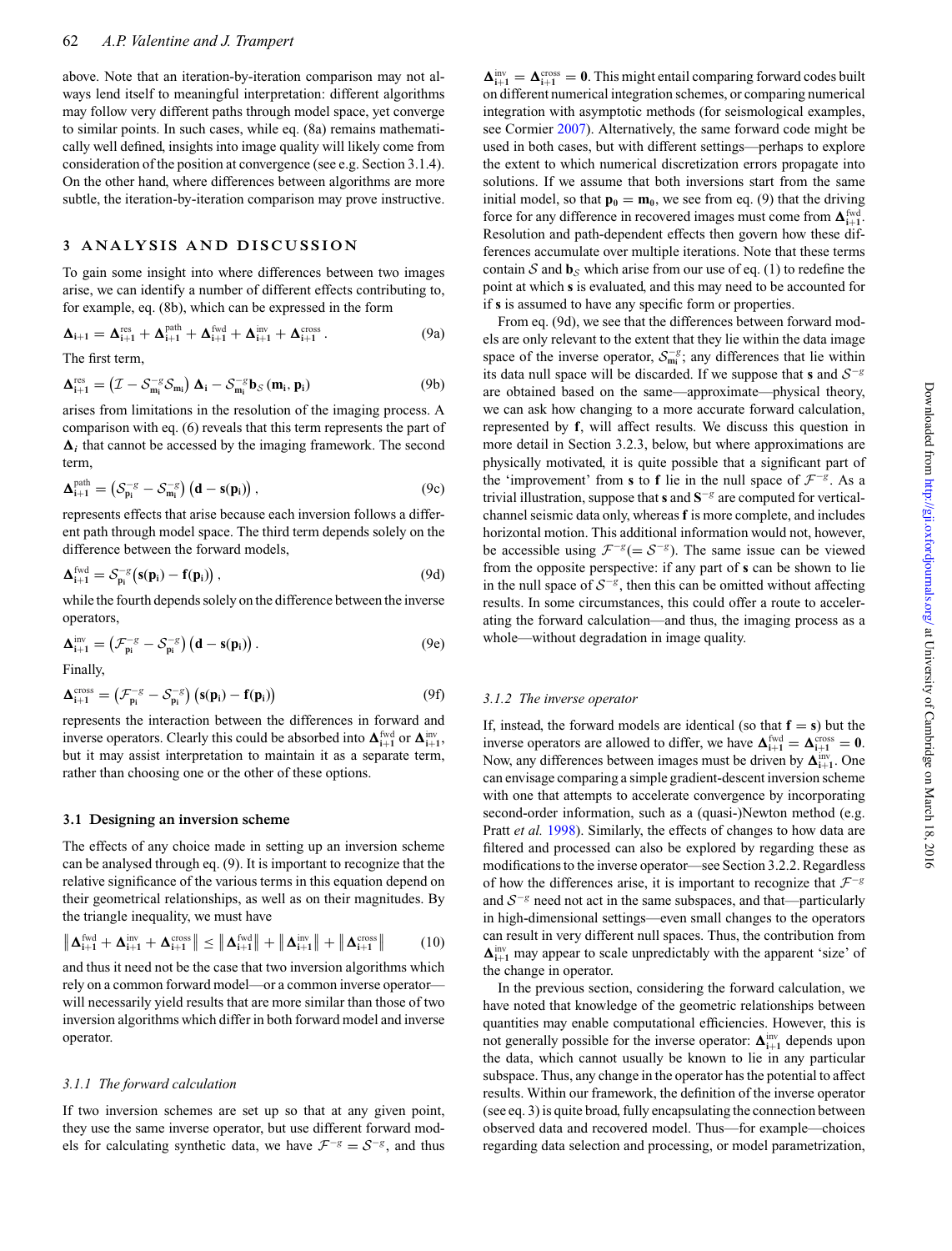above. Note that an iteration-by-iteration comparison may not always lend itself to meaningful interpretation: different algorithms may follow very different paths through model space, yet converge to similar points. In such cases, while eq. (8a) remains mathematically well defined, insights into image quality will likely come from consideration of the position at convergence (see e.g. Section 3.1.4). On the other hand, where differences between algorithms are more subtle, the iteration-by-iteration comparison may prove instructive.

## 3 ANALYSIS AND DISCUSSION

To gain some insight into where differences between two images arise, we can identify a number of different effects contributing to, for example, eq. (8b), which can be expressed in the form

$$\mathbf{\Delta_{i+1}} = \mathbf{\Delta^{res}_{i+1}} + \mathbf{\Delta^{path}_{i+1}} + \mathbf{\Delta^{fwd}_{i+1}} + \mathbf{\Delta^{inv}_{i+1}} + \mathbf{\Delta^{cross}_{i+1}}. \tag{9a}$$

The first term,

$$\mathbf{\Delta^{res}_{i+1}} = \left(\mathcal{I} - \mathcal{S}^{-g}_{\mathbf{m_i}}\mathcal{S}_{\mathbf{m_i}}\right)\mathbf{\Delta_i} - \mathcal{S}^{-g}_{\mathbf{m_i}}\mathbf{b}_{\mathcal{S}}\left(\mathbf{m_i}, \mathbf{p_i}\right) \tag{9b}$$

arises from limitations in the resolution of the imaging process. A comparison with eq. (6) reveals that this term represents the part of $\mathbf{\Delta}_i$ that cannot be accessed by the imaging framework. The second term,

$$\mathbf{\Delta^{path}_{i+1}} = \left(\mathcal{S}^{-g}_{\mathbf{p_i}} - \mathcal{S}^{-g}_{\mathbf{m_i}}\right)\left(\mathbf{d} - \mathbf{s}(\mathbf{p_i})\right), \tag{9c}$$

represents effects that arise because each inversion follows a different path through model space. The third term depends solely on the difference between the forward models,

$$\mathbf{\Delta^{fwd}_{i+1}} = \mathcal{S}^{-g}_{\mathbf{p_i}}\left(\mathbf{s}(\mathbf{p_i}) - \mathbf{f}(\mathbf{p_i})\right), \tag{9d}$$

while the fourth depends solely on the difference between the inverse operators,

$$\mathbf{\Delta^{inv}_{i+1}} = \left(\mathcal{F}^{-g}_{\mathbf{p_i}} - \mathcal{S}^{-g}_{\mathbf{p_i}}\right)\left(\mathbf{d} - \mathbf{s}(\mathbf{p_i})\right). \tag{9e}$$

Finally,

$$\mathbf{\Delta^{cross}_{i+1}} = \left(\mathcal{F}^{-g}_{\mathbf{p_i}} - \mathcal{S}^{-g}_{\mathbf{p_i}}\right)\left(\mathbf{s}(\mathbf{p_i}) - \mathbf{f}(\mathbf{p_i})\right) \tag{9f}$$

represents the interaction between the differences in forward and inverse operators. Clearly this could be absorbed into $\mathbf{\Delta^{fwd}_{i+1}}$ or $\mathbf{\Delta^{inv}_{i+1}}$, but it may assist interpretation to maintain it as a separate term, rather than choosing one or the other of these options.

### 3.1 Designing an inversion scheme

The effects of any choice made in setting up an inversion scheme can be analysed through eq. (9). It is important to recognize that the relative significance of the various terms in this equation depend on their geometrical relationships, as well as on their magnitudes. By the triangle inequality, we must have

$$\left\|\mathbf{\Delta^{fwd}_{i+1}} + \mathbf{\Delta^{inv}_{i+1}} + \mathbf{\Delta^{cross}_{i+1}}\right\| \leq \left\|\mathbf{\Delta^{fwd}_{i+1}}\right\| + \left\|\mathbf{\Delta^{inv}_{i+1}}\right\| + \left\|\mathbf{\Delta^{cross}_{i+1}}\right\| \tag{10}$$

and thus it need not be the case that two inversion algorithms which rely on a common forward model—or a common inverse operator—will necessarily yield results that are more similar than those of two inversion algorithms which differ in both forward model and inverse operator.

#### *3.1.1 The forward calculation*

If two inversion schemes are set up so that at any given point, they use the same inverse operator, but use different forward models for calculating synthetic data, we have $\mathcal{F}^{-g} = \mathcal{S}^{-g}$, and thus $\mathbf{\Delta^{inv}_{i+1}} = \mathbf{\Delta^{cross}_{i+1}} = \mathbf{0}$. This might entail comparing forward codes built on different numerical integration schemes, or comparing numerical integration with asymptotic methods (for seismological examples, see Cormier 2007). Alternatively, the same forward code might be used in both cases, but with different settings—perhaps to explore the extent to which numerical discretization errors propagate into solutions. If we assume that both inversions start from the same initial model, so that $\mathbf{p_0} = \mathbf{m_0}$, we see from eq. (9) that the driving force for any difference in recovered images must come from $\mathbf{\Delta^{fwd}_{i+1}}$. Resolution and path-dependent effects then govern how these differences accumulate over multiple iterations. Note that these terms contain $\mathcal{S}$ and $\mathbf{b}_{\mathcal{S}}$ which arise from our use of eq. (1) to redefine the point at which $\mathbf{s}$ is evaluated, and this may need to be accounted for if $\mathbf{s}$ is assumed to have any specific form or properties.

From eq. (9d), we see that the differences between forward models are only relevant to the extent that they lie within the data image space of the inverse operator, $\mathcal{S}^{-g}_{\mathbf{m_i}}$; any differences that lie within its data null space will be discarded. If we suppose that $\mathbf{s}$ and $\mathcal{S}^{-g}$ are obtained based on the same—approximate—physical theory, we can ask how changing to a more accurate forward calculation, represented by $\mathbf{f}$, will affect results. We discuss this question in more detail in Section 3.2.3, below, but where approximations are physically motivated, it is quite possible that a significant part of the 'improvement' from $\mathbf{s}$ to $\mathbf{f}$ lie in the null space of $\mathcal{F}^{-g}$. As a trivial illustration, suppose that $\mathbf{s}$ and $\mathbf{S}^{-g}$ are computed for vertical-channel seismic data only, whereas $\mathbf{f}$ is more complete, and includes horizontal motion. This additional information would not, however, be accessible using $\mathcal{F}^{-g}(= \mathcal{S}^{-g})$. The same issue can be viewed from the opposite perspective: if any part of $\mathbf{s}$ can be shown to lie in the null space of $\mathcal{S}^{-g}$, then this can be omitted without affecting results. In some circumstances, this could offer a route to accelerating the forward calculation—and thus, the imaging process as a whole—without degradation in image quality.

#### *3.1.2 The inverse operator*

If, instead, the forward models are identical (so that $\mathbf{f} = \mathbf{s}$) but the inverse operators are allowed to differ, we have $\mathbf{\Delta^{fwd}_{i+1}} = \mathbf{\Delta^{cross}_{i+1}} = \mathbf{0}$. Now, any differences between images must be driven by $\mathbf{\Delta^{inv}_{i+1}}$. One can envisage comparing a simple gradient-descent inversion scheme with one that attempts to accelerate convergence by incorporating second-order information, such as a (quasi-)Newton method (e.g. Pratt *et al.* 1998). Similarly, the effects of changes to how data are filtered and processed can also be explored by regarding these as modifications to the inverse operator—see Section 3.2.2. Regardless of how the differences arise, it is important to recognize that $\mathcal{F}^{-g}$ and $\mathcal{S}^{-g}$ need not act in the same subspaces, and that—particularly in high-dimensional settings—even small changes to the operators can result in very different null spaces. Thus, the contribution from $\mathbf{\Delta^{inv}_{i+1}}$ may appear to scale unpredictably with the apparent 'size' of the change in operator.

In the previous section, considering the forward calculation, we have noted that knowledge of the geometric relationships between quantities may enable computational efficiencies. However, this is not generally possible for the inverse operator: $\mathbf{\Delta^{inv}_{i+1}}$ depends upon the data, which cannot usually be known to lie in any particular subspace. Thus, any change in the operator has the potential to affect results. Within our framework, the definition of the inverse operator (see eq. 3) is quite broad, fully encapsulating the connection between observed data and recovered model. Thus—for example—choices regarding data selection and processing, or model parametrization,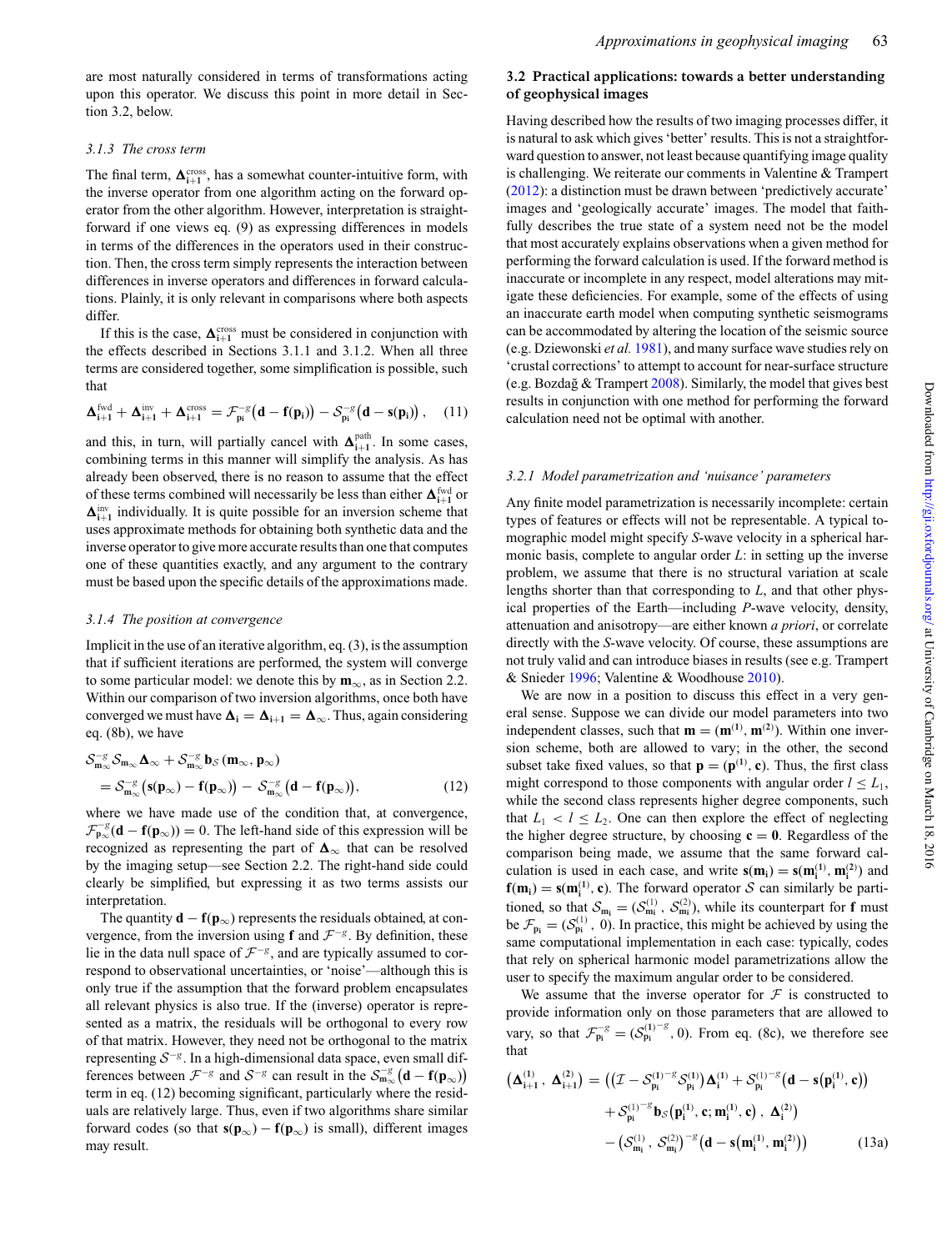are most naturally considered in terms of transformations acting upon this operator. We discuss this point in more detail in Section 3.2, below.

### 3.1.3 The cross term

The final term, $\mathbf{\Delta}^{\mathrm{cross}}_{\mathbf{i+1}}$, has a somewhat counter-intuitive form, with the inverse operator from one algorithm acting on the forward operator from the other algorithm. However, interpretation is straightforward if one views eq. (9) as expressing differences in models in terms of the differences in the operators used in their construction. Then, the cross term simply represents the interaction between differences in inverse operators and differences in forward calculations. Plainly, it is only relevant in comparisons where both aspects differ.

If this is the case, $\mathbf{\Delta}^{\mathrm{cross}}_{\mathbf{i+1}}$ must be considered in conjunction with the effects described in Sections 3.1.1 and 3.1.2. When all three terms are considered together, some simplification is possible, such that

$$\mathbf{\Delta}^{\mathrm{fwd}}_{\mathbf{i+1}} + \mathbf{\Delta}^{\mathrm{inv}}_{\mathbf{i+1}} + \mathbf{\Delta}^{\mathrm{cross}}_{\mathbf{i+1}} = \mathcal{F}^{-g}_{\mathbf{p_i}}\big(\mathbf{d} - \mathbf{f}(\mathbf{p_i})\big) - \mathcal{S}^{-g}_{\mathbf{p_i}}\big(\mathbf{d} - \mathbf{s}(\mathbf{p_i})\big)\,, \quad (11)$$

and this, in turn, will partially cancel with $\mathbf{\Delta}^{\mathrm{path}}_{\mathbf{i+1}}$. In some cases, combining terms in this manner will simplify the analysis. As has already been observed, there is no reason to assume that the effect of these terms combined will necessarily be less than either $\mathbf{\Delta}^{\mathrm{fwd}}_{\mathbf{i+1}}$ or $\mathbf{\Delta}^{\mathrm{inv}}_{\mathbf{i+1}}$ individually. It is quite possible for an inversion scheme that uses approximate methods for obtaining both synthetic data and the inverse operator to give more accurate results than one that computes one of these quantities exactly, and any argument to the contrary must be based upon the specific details of the approximations made.

### 3.1.4 The position at convergence

Implicit in the use of an iterative algorithm, eq. (3), is the assumption that if sufficient iterations are performed, the system will converge to some particular model: we denote this by $\mathbf{m}_\infty$, as in Section 2.2. Within our comparison of two inversion algorithms, once both have converged we must have $\mathbf{\Delta_i} = \mathbf{\Delta_{i+1}} = \mathbf{\Delta}_\infty$. Thus, again considering eq. (8b), we have

$$\begin{aligned}&\mathcal{S}^{-g}_{\mathbf{m}_\infty}\mathcal{S}_{\mathbf{m}_\infty}\mathbf{\Delta}_\infty + \mathcal{S}^{-g}_{\mathbf{m}_\infty}\mathbf{b}_{\mathcal{S}}\left(\mathbf{m}_\infty, \mathbf{p}_\infty\right)\\ &\quad= \mathcal{S}^{-g}_{\mathbf{m}_\infty}\big(\mathbf{s}(\mathbf{p}_\infty) - \mathbf{f}(\mathbf{p}_\infty)\big) - \mathcal{S}^{-g}_{\mathbf{m}_\infty}\big(\mathbf{d} - \mathbf{f}(\mathbf{p}_\infty)\big),\end{aligned} \quad (12)$$

where we have made use of the condition that, at convergence, $\mathcal{F}^{-g}_{\mathbf{p}_\infty}(\mathbf{d} - \mathbf{f}(\mathbf{p}_\infty)) = 0$. The left-hand side of this expression will be recognized as representing the part of $\mathbf{\Delta}_\infty$ that can be resolved by the imaging setup—see Section 2.2. The right-hand side could clearly be simplified, but expressing it as two terms assists our interpretation.

The quantity $\mathbf{d} - \mathbf{f}(\mathbf{p}_\infty)$ represents the residuals obtained, at convergence, from the inversion using $\mathbf{f}$ and $\mathcal{F}^{-g}$. By definition, these lie in the data null space of $\mathcal{F}^{-g}$, and are typically assumed to correspond to observational uncertainties, or 'noise'—although this is only true if the assumption that the forward problem encapsulates all relevant physics is also true. If the (inverse) operator is represented as a matrix, the residuals will be orthogonal to every row of that matrix. However, they need not be orthogonal to the matrix representing $\mathcal{S}^{-g}$. In a high-dimensional data space, even small differences between $\mathcal{F}^{-g}$ and $\mathcal{S}^{-g}$ can result in the $\mathcal{S}^{-g}_{\mathbf{m}_\infty}\big(\mathbf{d} - \mathbf{f}(\mathbf{p}_\infty)\big)$ term in eq. (12) becoming significant, particularly where the residuals are relatively large. Thus, even if two algorithms share similar forward codes (so that $\mathbf{s}(\mathbf{p}_\infty) - \mathbf{f}(\mathbf{p}_\infty)$ is small), different images may result.

## 3.2 Practical applications: towards a better understanding of geophysical images

Having described how the results of two imaging processes differ, it is natural to ask which gives 'better' results. This is not a straightforward question to answer, not least because quantifying image quality is challenging. We reiterate our comments in Valentine & Trampert (2012): a distinction must be drawn between 'predictively accurate' images and 'geologically accurate' images. The model that faithfully describes the true state of a system need not be the model that most accurately explains observations when a given method for performing the forward calculation is used. If the forward method is inaccurate or incomplete in any respect, model alterations may mitigate these deficiencies. For example, some of the effects of using an inaccurate earth model when computing synthetic seismograms can be accommodated by altering the location of the seismic source (e.g. Dziewonski *et al.* 1981), and many surface wave studies rely on 'crustal corrections' to attempt to account for near-surface structure (e.g. Bozdağ & Trampert 2008). Similarly, the model that gives best results in conjunction with one method for performing the forward calculation need not be optimal with another.

### 3.2.1 Model parametrization and 'nuisance' parameters

Any finite model parametrization is necessarily incomplete: certain types of features or effects will not be representable. A typical tomographic model might specify *S*-wave velocity in a spherical harmonic basis, complete to angular order *L*: in setting up the inverse problem, we assume that there is no structural variation at scale lengths shorter than that corresponding to *L*, and that other physical properties of the Earth—including *P*-wave velocity, density, attenuation and anisotropy—are either known *a priori*, or correlate directly with the *S*-wave velocity. Of course, these assumptions are not truly valid and can introduce biases in results (see e.g. Trampert & Snieder 1996; Valentine & Woodhouse 2010).

We are now in a position to discuss this effect in a very general sense. Suppose we can divide our model parameters into two independent classes, such that $\mathbf{m} = (\mathbf{m}^{(1)}, \mathbf{m}^{(2)})$. Within one inversion scheme, both are allowed to vary; in the other, the second subset take fixed values, so that $\mathbf{p} = (\mathbf{p}^{(1)}, \mathbf{c})$. Thus, the first class might correspond to those components with angular order $l \leq L_1$, while the second class represents higher degree components, such that $L_1 < l \leq L_2$. One can then explore the effect of neglecting the higher degree structure, by choosing $\mathbf{c} = \mathbf{0}$. Regardless of the comparison being made, we assume that the same forward calculation is used in each case, and write $\mathbf{s}(\mathbf{m_i}) = \mathbf{s}(\mathbf{m}^{(1)}_{\mathbf{i}}, \mathbf{m}^{(2)}_{\mathbf{i}})$ and $\mathbf{f}(\mathbf{m_i}) = \mathbf{s}(\mathbf{m}^{(1)}_{\mathbf{i}}, \mathbf{c})$. The forward operator $\mathcal{S}$ can similarly be partitioned, so that $\mathcal{S}_{\mathbf{m_i}} = (\mathcal{S}^{(1)}_{\mathbf{m_i}}, \mathcal{S}^{(2)}_{\mathbf{m_i}})$, while its counterpart for $\mathbf{f}$ must be $\mathcal{F}_{\mathbf{p_i}} = (\mathcal{S}^{(1)}_{\mathbf{p_i}}, 0)$. In practice, this might be achieved by using the same computational implementation in each case: typically, codes that rely on spherical harmonic model parametrizations allow the user to specify the maximum angular order to be considered.

We assume that the inverse operator for $\mathcal{F}$ is constructed to provide information only on those parameters that are allowed to vary, so that $\mathcal{F}^{-g}_{\mathbf{p_i}} = (\mathcal{S}^{(1)^{-g}}_{\mathbf{p_i}}, 0)$. From eq. (8c), we therefore see that

$$\begin{aligned}\left(\mathbf{\Delta}^{(1)}_{\mathbf{i+1}}\,,\ \mathbf{\Delta}^{(2)}_{\mathbf{i+1}}\right) = \Big(&\big(\mathcal{I} - \mathcal{S}^{(1)^{-g}}_{\mathbf{p_i}}\mathcal{S}^{(1)}_{\mathbf{p_i}}\big)\mathbf{\Delta}^{(1)}_{\mathbf{i}} + \mathcal{S}^{(1)^{-g}}_{\mathbf{p_i}}\big(\mathbf{d} - \mathbf{s}(\mathbf{p}^{(1)}_{\mathbf{i}}, \mathbf{c})\big)\\ &+ \mathcal{S}^{(1)^{-g}}_{\mathbf{p_i}}\mathbf{b}_{\mathcal{S}}\big(\mathbf{p}^{(1)}_{\mathbf{i}}, \mathbf{c}; \mathbf{m}^{(1)}_{\mathbf{i}}, \mathbf{c}\big)\,,\ \mathbf{\Delta}^{(2)}_{\mathbf{i}}\Big)\\ &- \big(\mathcal{S}^{(1)}_{\mathbf{m_i}}\,,\ \mathcal{S}^{(2)}_{\mathbf{m_i}}\big)^{-g}\big(\mathbf{d} - \mathbf{s}\big(\mathbf{m}^{(1)}_{\mathbf{i}}, \mathbf{m}^{(2)}_{\mathbf{i}}\big)\big)\end{aligned} \quad (13a)$$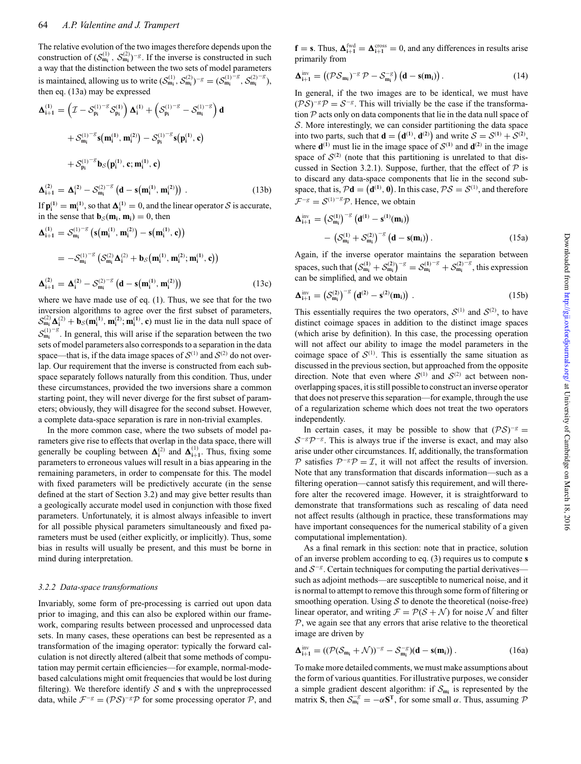The relative evolution of the two images therefore depends upon the construction of $(\mathcal{S}^{(1)}_{\mathbf{m_i}}, \mathcal{S}^{(2)}_{\mathbf{m_i}})^{-g}$. If the inverse is constructed in such a way that the distinction between the two sets of model parameters is maintained, allowing us to write $(\mathcal{S}^{(1)}_{\mathbf{m_i}}, \mathcal{S}^{(2)}_{\mathbf{m_i}})^{-g} = (\mathcal{S}^{(1)^{-g}}_{\mathbf{m_i}}, \mathcal{S}^{(2)^{-g}}_{\mathbf{m_i}})$, then eq. (13a) may be expressed

$$
\begin{aligned}
\mathbf{\Delta}^{(1)}_{\mathbf{i+1}} &= \left(\mathcal{I} - \mathcal{S}^{(1)^{-g}}_{\mathbf{p_i}} \mathcal{S}^{(1)}_{\mathbf{p_i}}\right) \mathbf{\Delta}^{(1)}_{\mathbf{i}} + \left(\mathcal{S}^{(1)^{-g}}_{\mathbf{p_i}} - \mathcal{S}^{(1)^{-g}}_{\mathbf{m_i}}\right) \mathbf{d} \\
&\quad + \mathcal{S}^{(1)^{-g}}_{\mathbf{m_i}} \mathbf{s}\left(\mathbf{m}^{(1)}_{\mathbf{i}}, \mathbf{m}^{(2)}_{\mathbf{i}}\right) - \mathcal{S}^{(1)^{-g}}_{\mathbf{p_i}} \mathbf{s}\left(\mathbf{p}^{(1)}_{\mathbf{i}}, \mathbf{c}\right) \\
&\quad + \mathcal{S}^{(1)^{-g}}_{\mathbf{p_i}} \mathbf{b}_{\mathcal{S}}\left(\mathbf{p}^{(1)}_{\mathbf{i}}, \mathbf{c}; \mathbf{m}^{(1)}_{\mathbf{i}}, \mathbf{c}\right) \\
\mathbf{\Delta}^{(2)}_{\mathbf{i+1}} &= \mathbf{\Delta}^{(2)}_{\mathbf{i}} - \mathcal{S}^{(2)^{-g}}_{\mathbf{m_i}} \left(\mathbf{d} - \mathbf{s}\left(\mathbf{m}^{(1)}_{\mathbf{i}}, \mathbf{m}^{(2)}_{\mathbf{i}}\right)\right) .
\end{aligned}
\tag{13b}
$$

If $\mathbf{p}^{(1)}_{\mathbf{i}} = \mathbf{m}^{(1)}_{\mathbf{i}}$, so that $\mathbf{\Delta}^{(1)}_{\mathbf{i}} = 0$, and the linear operator $\mathcal{S}$ is accurate, in the sense that $\mathbf{b}_{\mathcal{S}}(\mathbf{m_i}, \mathbf{m_i}) = 0$, then

$$
\begin{aligned}
\mathbf{\Delta}^{(1)}_{\mathbf{i+1}} &= \mathcal{S}^{(1)^{-g}}_{\mathbf{m_i}} \left(\mathbf{s}\left(\mathbf{m}^{(1)}_{\mathbf{i}}, \mathbf{m}^{(2)}_{\mathbf{i}}\right) - \mathbf{s}\left(\mathbf{m}^{(1)}_{\mathbf{i}}, \mathbf{c}\right)\right) \\
&= -\mathcal{S}^{(1)^{-g}}_{\mathbf{m_i}} \left(\mathcal{S}^{(2)}_{\mathbf{m_i}} \mathbf{\Delta}^{(2)}_{\mathbf{i}} + \mathbf{b}_{\mathcal{S}}\left(\mathbf{m}^{(1)}_{\mathbf{i}}, \mathbf{m}^{(2)}_{\mathbf{i}}; \mathbf{m}^{(1)}_{\mathbf{i}}, \mathbf{c}\right)\right) \\
\mathbf{\Delta}^{(2)}_{\mathbf{i+1}} &= \mathbf{\Delta}^{(2)}_{\mathbf{i}} - \mathcal{S}^{(2)^{-g}}_{\mathbf{m_i}} \left(\mathbf{d} - \mathbf{s}\left(\mathbf{m}^{(1)}_{\mathbf{i}}, \mathbf{m}^{(2)}_{\mathbf{i}}\right)\right)
\end{aligned}
\tag{13c}
$$

where we have made use of eq. (1). Thus, we see that for the two inversion algorithms to agree over the first subset of parameters, $\mathcal{S}^{(2)}_{\mathbf{m_i}} \mathbf{\Delta}^{(2)}_{\mathbf{i}} + \mathbf{b}_{\mathcal{S}}(\mathbf{m}^{(1)}_{\mathbf{i}}, \mathbf{m}^{(2)}_{\mathbf{i}}; \mathbf{m}^{(1)}_{\mathbf{i}}, \mathbf{c})$ must lie in the data null space of $\mathcal{S}^{(1)^{-g}}_{\mathbf{m_i}}$. In general, this will arise if the separation between the two sets of model parameters also corresponds to a separation in the data space—that is, if the data image spaces of $\mathcal{S}^{(1)}$ and $\mathcal{S}^{(2)}$ do not overlap. Our requirement that the inverse is constructed from each subspace separately follows naturally from this condition. Thus, under these circumstances, provided the two inversions share a common starting point, they will never diverge for the first subset of parameters; obviously, they will disagree for the second subset. However, a complete data-space separation is rare in non-trivial examples.

In the more common case, where the two subsets of model parameters give rise to effects that overlap in the data space, there will generally be coupling between $\mathbf{\Delta}^{(2)}_{\mathbf{i}}$ and $\mathbf{\Delta}^{(1)}_{\mathbf{i+1}}$. Thus, fixing some parameters to erroneous values will result in a bias appearing in the remaining parameters, in order to compensate for this. The model with fixed parameters will be predictively accurate (in the sense defined at the start of Section 3.2) and may give better results than a geologically accurate model used in conjunction with those fixed parameters. Unfortunately, it is almost always infeasible to invert for all possible physical parameters simultaneously and fixed parameters must be used (either explicitly, or implicitly). Thus, some bias in results will usually be present, and this must be borne in mind during interpretation.

### 3.2.2 Data-space transformations

Invariably, some form of pre-processing is carried out upon data prior to imaging, and this can also be explored within our framework, comparing results between processed and unprocessed data sets. In many cases, these operations can best be represented as a transformation of the imaging operator: typically the forward calculation is not directly altered (albeit that some methods of computation may permit certain efficiencies—for example, normal-mode-based calculations might omit frequencies that would be lost during filtering). We therefore identify $\mathcal{S}$ and $\mathbf{s}$ with the unpreprocessed data, while $\mathcal{F}^{-g} = (\mathcal{P}\mathcal{S})^{-g}\mathcal{P}$ for some processing operator $\mathcal{P}$, and $\mathbf{f} = \mathbf{s}$. Thus, $\mathbf{\Delta}^{\mathrm{fwd}}_{\mathbf{i+1}} = \mathbf{\Delta}^{\mathrm{cross}}_{\mathbf{i+1}} = 0$, and any differences in results arise primarily from

$$
\mathbf{\Delta}^{\mathrm{inv}}_{\mathbf{i+1}} = \left((\mathcal{P}\mathcal{S}_{\mathbf{m_i}})^{-g}\,\mathcal{P} - \mathcal{S}^{-g}_{\mathbf{m_i}}\right)\left(\mathbf{d} - \mathbf{s}(\mathbf{m_i})\right).
\tag{14}
$$

In general, if the two images are to be identical, we must have $(\mathcal{P}\mathcal{S})^{-g}\mathcal{P} = \mathcal{S}^{-g}$. This will trivially be the case if the transformation $\mathcal{P}$ acts only on data components that lie in the data null space of $\mathcal{S}$. More interestingly, we can consider partitioning the data space into two parts, such that $\mathbf{d} = \left(\mathbf{d}^{(1)}, \mathbf{d}^{(2)}\right)$ and write $\mathcal{S} = \mathcal{S}^{(1)} + \mathcal{S}^{(2)}$, where $\mathbf{d}^{(1)}$ must lie in the image space of $\mathcal{S}^{(1)}$ and $\mathbf{d}^{(2)}$ in the image space of $\mathcal{S}^{(2)}$ (note that this partitioning is unrelated to that discussed in Section 3.2.1). Suppose, further, that the effect of $\mathcal{P}$ is to discard any data-space components that lie in the second subspace, that is, $\mathcal{P}\mathbf{d} = \left(\mathbf{d}^{(1)}, \mathbf{0}\right)$. In this case, $\mathcal{P}\mathcal{S} = \mathcal{S}^{(1)}$, and therefore $\mathcal{F}^{-g} = \mathcal{S}^{(1)^{-g}}\mathcal{P}$. Hence, we obtain

$$
\begin{aligned}
\mathbf{\Delta}^{\mathrm{inv}}_{\mathbf{i+1}} &= \left(\mathcal{S}^{(1)}_{\mathbf{m_i}}\right)^{-g}\left(\mathbf{d}^{(1)} - \mathbf{s}^{(1)}(\mathbf{m_i})\right) \\
&\quad - \left(\mathcal{S}^{(1)}_{\mathbf{m_i}} + \mathcal{S}^{(2)}_{\mathbf{m_i}}\right)^{-g}\left(\mathbf{d} - \mathbf{s}(\mathbf{m_i})\right).
\end{aligned}
\tag{15a}
$$

Again, if the inverse operator maintains the separation between spaces, such that $\left(\mathcal{S}^{(1)}_{\mathbf{m_i}} + \mathcal{S}^{(2)}_{\mathbf{m_i}}\right)^{-g} = \mathcal{S}^{(1)^{-g}}_{\mathbf{m_i}} + \mathcal{S}^{(2)^{-g}}_{\mathbf{m_i}}$, this expression can be simplified, and we obtain

$$
\mathbf{\Delta}^{\mathrm{inv}}_{\mathbf{i+1}} = \left(\mathcal{S}^{(2)}_{\mathbf{m_i}}\right)^{-g}\left(\mathbf{d}^{(2)} - \mathbf{s}^{(2)}(\mathbf{m_i})\right).
\tag{15b}
$$

This essentially requires the two operators, $\mathcal{S}^{(1)}$ and $\mathcal{S}^{(2)}$, to have distinct coimage spaces in addition to the distinct image spaces (which arise by definition). In this case, the processing operation will not affect our ability to image the model parameters in the coimage space of $\mathcal{S}^{(1)}$. This is essentially the same situation as discussed in the previous section, but approached from the opposite direction. Note that even where $\mathcal{S}^{(1)}$ and $\mathcal{S}^{(2)}$ act between non-overlapping spaces, it is still possible to construct an inverse operator that does not preserve this separation—for example, through the use of a regularization scheme which does not treat the two operators independently.

In certain cases, it may be possible to show that $(\mathcal{P}\mathcal{S})^{-g} = \mathcal{S}^{-g}\mathcal{P}^{-g}$. This is always true if the inverse is exact, and may also arise under other circumstances. If, additionally, the transformation $\mathcal{P}$ satisfies $\mathcal{P}^{-g}\mathcal{P} = \mathcal{I}$, it will not affect the results of inversion. Note that any transformation that discards information—such as a filtering operation—cannot satisfy this requirement, and will therefore alter the recovered image. However, it is straightforward to demonstrate that transformations such as rescaling of data need not affect results (although in practice, these transformations may have important consequences for the numerical stability of a given computational implementation).

As a final remark in this section: note that in practice, solution of an inverse problem according to eq. (3) requires us to compute $\mathbf{s}$ and $\mathcal{S}^{-g}$. Certain techniques for computing the partial derivatives—such as adjoint methods—are susceptible to numerical noise, and it is normal to attempt to remove this through some form of filtering or smoothing operation. Using $\mathcal{S}$ to denote the theoretical (noise-free) linear operator, and writing $\mathcal{F} = \mathcal{P}(\mathcal{S} + \mathcal{N})$ for noise $\mathcal{N}$ and filter $\mathcal{P}$, we again see that any errors that arise relative to the theoretical image are driven by

$$
\mathbf{\Delta}^{\mathrm{inv}}_{\mathbf{i+1}} = \left((\mathcal{P}(\mathcal{S}_{\mathbf{m_i}} + \mathcal{N}))^{-g} - \mathcal{S}^{-g}_{\mathbf{m_i}}\right)\left(\mathbf{d} - \mathbf{s}(\mathbf{m_i})\right).
\tag{16a}
$$

To make more detailed comments, we must make assumptions about the form of various quantities. For illustrative purposes, we consider a simple gradient descent algorithm: if $\mathcal{S}_{\mathbf{m_i}}$ is represented by the matrix $\mathbf{S}$, then $\mathcal{S}^{-g}_{\mathbf{m_i}} = -\alpha\mathbf{S}^{\mathbf{T}}$, for some small $\alpha$. Thus, assuming $\mathcal{P}$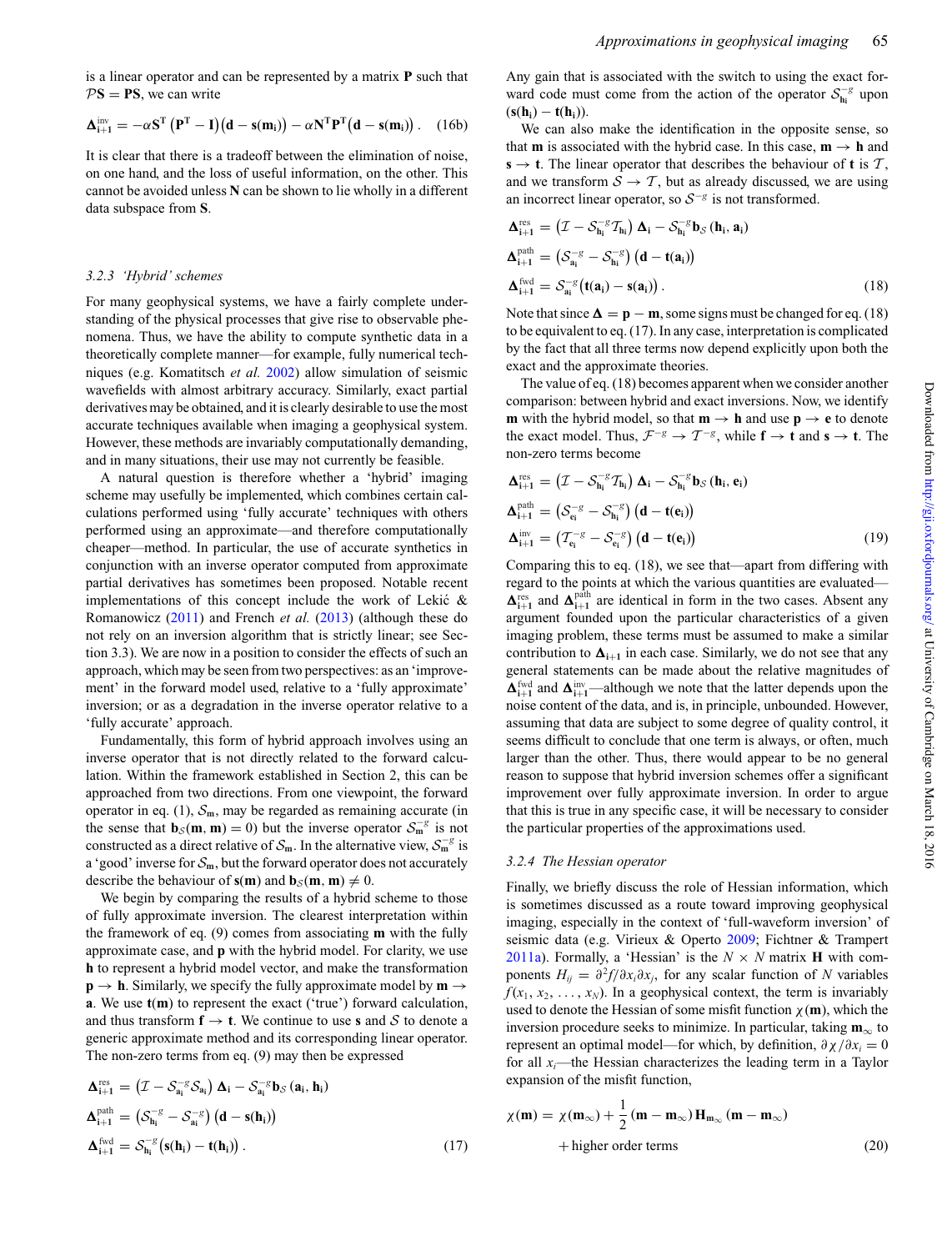is a linear operator and can be represented by a matrix $\mathbf{P}$ such that $\mathcal{P}\mathbf{S} = \mathbf{PS}$, we can write

$$\boldsymbol{\Delta}^{\text{inv}}_{\mathbf{i+1}} = -\alpha \mathbf{S}^{\mathrm{T}} \left(\mathbf{P}^{\mathrm{T}} - \mathbf{I}\right)\left(\mathbf{d} - \mathbf{s}(\mathbf{m_i})\right) - \alpha \mathbf{N}^{\mathrm{T}}\mathbf{P}^{\mathrm{T}}\left(\mathbf{d} - \mathbf{s}(\mathbf{m_i})\right). \quad (16b)$$

It is clear that there is a tradeoff between the elimination of noise, on one hand, and the loss of useful information, on the other. This cannot be avoided unless $\mathbf{N}$ can be shown to lie wholly in a different data subspace from $\mathbf{S}$.

### 3.2.3 'Hybrid' schemes

For many geophysical systems, we have a fairly complete understanding of the physical processes that give rise to observable phenomena. Thus, we have the ability to compute synthetic data in a theoretically complete manner—for example, fully numerical techniques (e.g. Komatitsch *et al.* 2002) allow simulation of seismic wavefields with almost arbitrary accuracy. Similarly, exact partial derivatives may be obtained, and it is clearly desirable to use the most accurate techniques available when imaging a geophysical system. However, these methods are invariably computationally demanding, and in many situations, their use may not currently be feasible.

A natural question is therefore whether a 'hybrid' imaging scheme may usefully be implemented, which combines certain calculations performed using 'fully accurate' techniques with others performed using an approximate—and therefore computationally cheaper—method. In particular, the use of accurate synthetics in conjunction with an inverse operator computed from approximate partial derivatives has sometimes been proposed. Notable recent implementations of this concept include the work of Lekić & Romanowicz (2011) and French *et al.* (2013) (although these do not rely on an inversion algorithm that is strictly linear; see Section 3.3). We are now in a position to consider the effects of such an approach, which may be seen from two perspectives: as an 'improvement' in the forward model used, relative to a 'fully approximate' inversion; or as a degradation in the inverse operator relative to a 'fully accurate' approach.

Fundamentally, this form of hybrid approach involves using an inverse operator that is not directly related to the forward calculation. Within the framework established in Section 2, this can be approached from two directions. From one viewpoint, the forward operator in eq. (1), $\mathcal{S}_{\mathbf{m}}$, may be regarded as remaining accurate (in the sense that $\mathbf{b}_{\mathcal{S}}(\mathbf{m}, \mathbf{m}) = 0$) but the inverse operator $\mathcal{S}^{-g}_{\mathbf{m}}$ is not constructed as a direct relative of $\mathcal{S}_{\mathbf{m}}$. In the alternative view, $\mathcal{S}^{-g}_{\mathbf{m}}$ is a 'good' inverse for $\mathcal{S}_{\mathbf{m}}$, but the forward operator does not accurately describe the behaviour of $\mathbf{s}(\mathbf{m})$ and $\mathbf{b}_{\mathcal{S}}(\mathbf{m}, \mathbf{m}) \neq 0$.

We begin by comparing the results of a hybrid scheme to those of fully approximate inversion. The clearest interpretation within the framework of eq. (9) comes from associating $\mathbf{m}$ with the fully approximate case, and $\mathbf{p}$ with the hybrid model. For clarity, we use $\mathbf{h}$ to represent a hybrid model vector, and make the transformation $\mathbf{p} \to \mathbf{h}$. Similarly, we specify the fully approximate model by $\mathbf{m} \to \mathbf{a}$. We use $\mathbf{t}(\mathbf{m})$ to represent the exact ('true') forward calculation, and thus transform $\mathbf{f} \to \mathbf{t}$. We continue to use $\mathbf{s}$ and $\mathcal{S}$ to denote a generic approximate method and its corresponding linear operator. The non-zero terms from eq. (9) may then be expressed

$$\begin{aligned}
\boldsymbol{\Delta}^{\text{res}}_{\mathbf{i+1}} &= \left(\mathcal{I} - \mathcal{S}^{-g}_{\mathbf{a_i}}\mathcal{S}_{\mathbf{a_i}}\right)\boldsymbol{\Delta}_{\mathbf{i}} - \mathcal{S}^{-g}_{\mathbf{a_i}}\mathbf{b}_{\mathcal{S}}\left(\mathbf{a_i}, \mathbf{h_i}\right) \\
\boldsymbol{\Delta}^{\text{path}}_{\mathbf{i+1}} &= \left(\mathcal{S}^{-g}_{\mathbf{h_i}} - \mathcal{S}^{-g}_{\mathbf{a_i}}\right)\left(\mathbf{d} - \mathbf{s}(\mathbf{h_i})\right) \\
\boldsymbol{\Delta}^{\text{fwd}}_{\mathbf{i+1}} &= \mathcal{S}^{-g}_{\mathbf{h_i}}\left(\mathbf{s}(\mathbf{h_i}) - \mathbf{t}(\mathbf{h_i})\right).
\end{aligned} \quad (17)$$

Any gain that is associated with the switch to using the exact forward code must come from the action of the operator $\mathcal{S}^{-g}_{\mathbf{h_i}}$ upon $(\mathbf{s}(\mathbf{h_i}) - \mathbf{t}(\mathbf{h_i}))$.

We can also make the identification in the opposite sense, so that $\mathbf{m}$ is associated with the hybrid case. In this case, $\mathbf{m} \to \mathbf{h}$ and $\mathbf{s} \to \mathbf{t}$. The linear operator that describes the behaviour of $\mathbf{t}$ is $\mathcal{T}$, and we transform $\mathcal{S} \to \mathcal{T}$, but as already discussed, we are using an incorrect linear operator, so $\mathcal{S}^{-g}$ is not transformed.

$$\begin{aligned}
\boldsymbol{\Delta}^{\text{res}}_{\mathbf{i+1}} &= \left(\mathcal{I} - \mathcal{S}^{-g}_{\mathbf{h_i}}\mathcal{T}_{\mathbf{h_i}}\right)\boldsymbol{\Delta}_{\mathbf{i}} - \mathcal{S}^{-g}_{\mathbf{h_i}}\mathbf{b}_{\mathcal{S}}\left(\mathbf{h_i}, \mathbf{a_i}\right) \\
\boldsymbol{\Delta}^{\text{path}}_{\mathbf{i+1}} &= \left(\mathcal{S}^{-g}_{\mathbf{a_i}} - \mathcal{S}^{-g}_{\mathbf{h_i}}\right)\left(\mathbf{d} - \mathbf{t}(\mathbf{a_i})\right) \\
\boldsymbol{\Delta}^{\text{fwd}}_{\mathbf{i+1}} &= \mathcal{S}^{-g}_{\mathbf{a_i}}\left(\mathbf{t}(\mathbf{a_i}) - \mathbf{s}(\mathbf{a_i})\right).
\end{aligned} \quad (18)$$

Note that since $\boldsymbol{\Delta} = \mathbf{p} - \mathbf{m}$, some signs must be changed for eq. (18) to be equivalent to eq. (17). In any case, interpretation is complicated by the fact that all three terms now depend explicitly upon both the exact and the approximate theories.

The value of eq. (18) becomes apparent when we consider another comparison: between hybrid and exact inversions. Now, we identify $\mathbf{m}$ with the hybrid model, so that $\mathbf{m} \to \mathbf{h}$ and use $\mathbf{p} \to \mathbf{e}$ to denote the exact model. Thus, $\mathcal{F}^{-g} \to \mathcal{T}^{-g}$, while $\mathbf{f} \to \mathbf{t}$ and $\mathbf{s} \to \mathbf{t}$. The non-zero terms become

$$\begin{aligned}
\boldsymbol{\Delta}^{\text{res}}_{\mathbf{i+1}} &= \left(\mathcal{I} - \mathcal{S}^{-g}_{\mathbf{h_i}}\mathcal{T}_{\mathbf{h_i}}\right)\boldsymbol{\Delta}_{\mathbf{i}} - \mathcal{S}^{-g}_{\mathbf{h_i}}\mathbf{b}_{\mathcal{S}}\left(\mathbf{h_i}, \mathbf{e_i}\right) \\
\boldsymbol{\Delta}^{\text{path}}_{\mathbf{i+1}} &= \left(\mathcal{S}^{-g}_{\mathbf{e_i}} - \mathcal{S}^{-g}_{\mathbf{h_i}}\right)\left(\mathbf{d} - \mathbf{t}(\mathbf{e_i})\right) \\
\boldsymbol{\Delta}^{\text{inv}}_{\mathbf{i+1}} &= \left(\mathcal{T}^{-g}_{\mathbf{e_i}} - \mathcal{S}^{-g}_{\mathbf{e_i}}\right)\left(\mathbf{d} - \mathbf{t}(\mathbf{e_i})\right)
\end{aligned} \quad (19)$$

Comparing this to eq. (18), we see that—apart from differing with regard to the points at which the various quantities are evaluated—$\boldsymbol{\Delta}^{\text{res}}_{\mathbf{i+1}}$ and $\boldsymbol{\Delta}^{\text{path}}_{\mathbf{i+1}}$ are identical in form in the two cases. Absent any argument founded upon the particular characteristics of a given imaging problem, these terms must be assumed to make a similar contribution to $\boldsymbol{\Delta}_{\mathbf{i+1}}$ in each case. Similarly, we do not see that any general statements can be made about the relative magnitudes of $\boldsymbol{\Delta}^{\text{fwd}}_{\mathbf{i+1}}$ and $\boldsymbol{\Delta}^{\text{inv}}_{\mathbf{i+1}}$—although we note that the latter depends upon the noise content of the data, and is, in principle, unbounded. However, assuming that data are subject to some degree of quality control, it seems difficult to conclude that one term is always, or often, much larger than the other. Thus, there would appear to be no general reason to suppose that hybrid inversion schemes offer a significant improvement over fully approximate inversion. In order to argue that this is true in any specific case, it will be necessary to consider the particular properties of the approximations used.

### 3.2.4 The Hessian operator

Finally, we briefly discuss the role of Hessian information, which is sometimes discussed as a route toward improving geophysical imaging, especially in the context of 'full-waveform inversion' of seismic data (e.g. Virieux & Operto 2009; Fichtner & Trampert 2011a). Formally, a 'Hessian' is the $N \times N$ matrix $\mathbf{H}$ with components $H_{ij} = \partial^2 f/\partial x_i \partial x_j$, for any scalar function of $N$ variables $f(x_1, x_2, \ldots, x_N)$. In a geophysical context, the term is invariably used to denote the Hessian of some misfit function $\chi(\mathbf{m})$, which the inversion procedure seeks to minimize. In particular, taking $\mathbf{m}_\infty$ to represent an optimal model—for which, by definition, $\partial\chi/\partial x_i = 0$ for all $x_i$—the Hessian characterizes the leading term in a Taylor expansion of the misfit function,

$$\chi(\mathbf{m}) = \chi(\mathbf{m}_\infty) + \frac{1}{2}\left(\mathbf{m} - \mathbf{m}_\infty\right)\mathbf{H}_{\mathbf{m}_\infty}\left(\mathbf{m} - \mathbf{m}_\infty\right) + \text{higher order terms} \quad (20)$$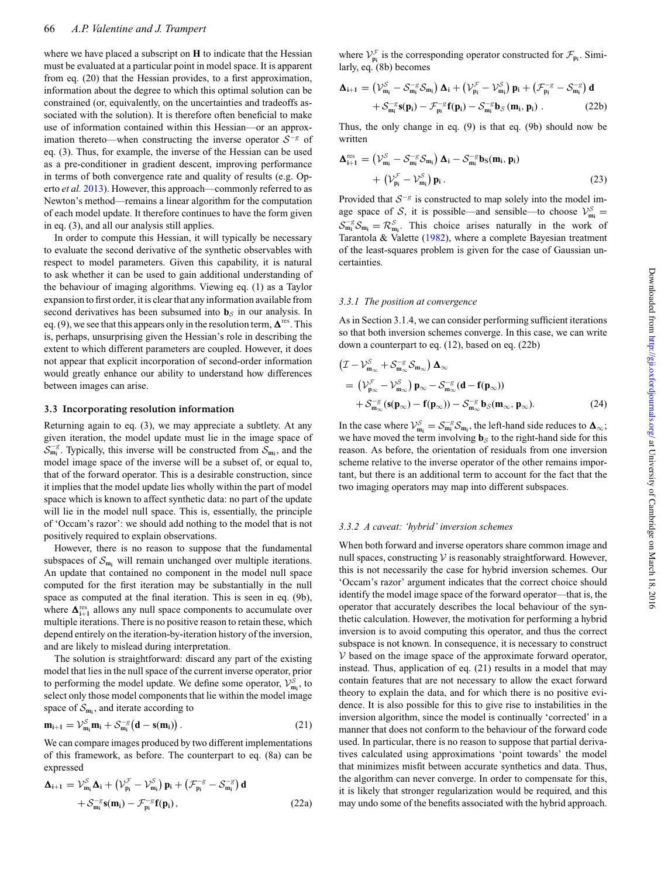where we have placed a subscript on $\mathbf{H}$ to indicate that the Hessian must be evaluated at a particular point in model space. It is apparent from eq. (20) that the Hessian provides, to a first approximation, information about the degree to which this optimal solution can be constrained (or, equivalently, on the uncertainties and tradeoffs associated with the solution). It is therefore often beneficial to make use of information contained within this Hessian—or an approximation thereto—when constructing the inverse operator $\mathcal{S}^{-g}$ of eq. (3). Thus, for example, the inverse of the Hessian can be used as a pre-conditioner in gradient descent, improving performance in terms of both convergence rate and quality of results (e.g. Operto *et al.* 2013). However, this approach—commonly referred to as Newton's method—remains a linear algorithm for the computation of each model update. It therefore continues to have the form given in eq. (3), and all our analysis still applies.

In order to compute this Hessian, it will typically be necessary to evaluate the second derivative of the synthetic observables with respect to model parameters. Given this capability, it is natural to ask whether it can be used to gain additional understanding of the behaviour of imaging algorithms. Viewing eq. (1) as a Taylor expansion to first order, it is clear that any information available from second derivatives has been subsumed into $\mathbf{b}_\mathcal{S}$ in our analysis. In eq. (9), we see that this appears only in the resolution term, $\mathbf{\Delta}^{\text{res}}$. This is, perhaps, unsurprising given the Hessian's role in describing the extent to which different parameters are coupled. However, it does not appear that explicit incorporation of second-order information would greatly enhance our ability to understand how differences between images can arise.

### 3.3 Incorporating resolution information

Returning again to eq. (3), we may appreciate a subtlety. At any given iteration, the model update must lie in the image space of $\mathcal{S}^{-g}_{\mathbf{m_i}}$. Typically, this inverse will be constructed from $\mathcal{S}_{\mathbf{m_i}}$, and the model image space of the inverse will be a subset of, or equal to, that of the forward operator. This is a desirable construction, since it implies that the model update lies wholly within the part of model space which is known to affect synthetic data: no part of the update will lie in the model null space. This is, essentially, the principle of 'Occam's razor': we should add nothing to the model that is not positively required to explain observations.

However, there is no reason to suppose that the fundamental subspaces of $\mathcal{S}_{\mathbf{m_i}}$ will remain unchanged over multiple iterations. An update that contained no component in the model null space computed for the first iteration may be substantially in the null space as computed at the final iteration. This is seen in eq. (9b), where $\mathbf{\Delta}^{\text{res}}_{\mathbf{i+1}}$ allows any null space components to accumulate over multiple iterations. There is no positive reason to retain these, which depend entirely on the iteration-by-iteration history of the inversion, and are likely to mislead during interpretation.

The solution is straightforward: discard any part of the existing model that lies in the null space of the current inverse operator, prior to performing the model update. We define some operator, $\mathcal{V}^{\mathcal{S}}_{\mathbf{m_i}}$, to select only those model components that lie within the model image space of $\mathcal{S}_{\mathbf{m_i}}$, and iterate according to

$$\mathbf{m_{i+1}} = \mathcal{V}^{\mathcal{S}}_{\mathbf{m_i}}\mathbf{m_i} + \mathcal{S}^{-g}_{\mathbf{m_i}}\big(\mathbf{d} - \mathbf{s}(\mathbf{m_i})\big)\,. \tag{21}$$

We can compare images produced by two different implementations of this framework, as before. The counterpart to eq. (8a) can be expressed

$$\begin{aligned}\mathbf{\Delta_{i+1}} = {}& \mathcal{V}^{\mathcal{S}}_{\mathbf{m_i}}\mathbf{\Delta_i} + \left(\mathcal{V}^{\mathcal{F}}_{\mathbf{p_i}} - \mathcal{V}^{\mathcal{S}}_{\mathbf{m_i}}\right)\mathbf{p_i} + \left(\mathcal{F}^{-g}_{\mathbf{p_i}} - \mathcal{S}^{-g}_{\mathbf{m_i}}\right)\mathbf{d} \\ &+ \mathcal{S}^{-g}_{\mathbf{m_i}}\mathbf{s}(\mathbf{m_i}) - \mathcal{F}^{-g}_{\mathbf{p_i}}\mathbf{f}(\mathbf{p_i})\,,\end{aligned} \tag{22a}$$

where $\mathcal{V}^{\mathcal{F}}_{\mathbf{p_i}}$ is the corresponding operator constructed for $\mathcal{F}_{\mathbf{p_i}}$. Similarly, eq. (8b) becomes

$$\begin{aligned}\mathbf{\Delta_{i+1}} = {}& \left(\mathcal{V}^{\mathcal{S}}_{\mathbf{m_i}} - \mathcal{S}^{-g}_{\mathbf{m_i}}\mathcal{S}_{\mathbf{m_i}}\right)\mathbf{\Delta_i} + \left(\mathcal{V}^{\mathcal{F}}_{\mathbf{p_i}} - \mathcal{V}^{\mathcal{S}}_{\mathbf{m_i}}\right)\mathbf{p_i} + \left(\mathcal{F}^{-g}_{\mathbf{p_i}} - \mathcal{S}^{-g}_{\mathbf{m_i}}\right)\mathbf{d} \\ &+ \mathcal{S}^{-g}_{\mathbf{m_i}}\mathbf{s}(\mathbf{p_i}) - \mathcal{F}^{-g}_{\mathbf{p_i}}\mathbf{f}(\mathbf{p_i}) - \mathcal{S}^{-g}_{\mathbf{m_i}}\mathbf{b}_\mathcal{S}\left(\mathbf{m_i}, \mathbf{p_i}\right)\,.\end{aligned} \tag{22b}$$

Thus, the only change in eq. (9) is that eq. (9b) should now be written

$$\begin{aligned}\mathbf{\Delta}^{\text{res}}_{\mathbf{i+1}} = {}& \left(\mathcal{V}^{\mathcal{S}}_{\mathbf{m_i}} - \mathcal{S}^{-g}_{\mathbf{m_i}}\mathcal{S}_{\mathbf{m_i}}\right)\mathbf{\Delta_i} - \mathcal{S}^{-g}_{\mathbf{m_i}}\mathbf{b_S}(\mathbf{m_i}, \mathbf{p_i}) \\ &+ \left(\mathcal{V}^{\mathcal{F}}_{\mathbf{p_i}} - \mathcal{V}^{\mathcal{S}}_{\mathbf{m_i}}\right)\mathbf{p_i}\,.\end{aligned} \tag{23}$$

Provided that $\mathcal{S}^{-g}$ is constructed to map solely into the model image space of $\mathcal{S}$, it is possible—and sensible—to choose $\mathcal{V}^{\mathcal{S}}_{\mathbf{m_i}} = \mathcal{S}^{-g}_{\mathbf{m_i}}\mathcal{S}_{\mathbf{m_i}} = \mathcal{R}^{\mathcal{S}}_{\mathbf{m_i}}$. This choice arises naturally in the work of Tarantola & Valette (1982), where a complete Bayesian treatment of the least-squares problem is given for the case of Gaussian uncertainties.

#### 3.3.1 The position at convergence

As in Section 3.1.4, we can consider performing sufficient iterations so that both inversion schemes converge. In this case, we can write down a counterpart to eq. (12), based on eq. (22b)

$$\begin{aligned}&\left(\mathcal{I} - \mathcal{V}^{\mathcal{S}}_{\mathbf{m_\infty}} + \mathcal{S}^{-g}_{\mathbf{m_\infty}}\mathcal{S}_{\mathbf{m_\infty}}\right)\mathbf{\Delta_\infty} \\ &\quad = \left(\mathcal{V}^{\mathcal{F}}_{\mathbf{p_\infty}} - \mathcal{V}^{\mathcal{S}}_{\mathbf{m_\infty}}\right)\mathbf{p_\infty} - \mathcal{S}^{-g}_{\mathbf{m_\infty}}(\mathbf{d} - \mathbf{f}(\mathbf{p_\infty})) \\ &\qquad + \mathcal{S}^{-g}_{\mathbf{m_\infty}}(\mathbf{s}(\mathbf{p_\infty}) - \mathbf{f}(\mathbf{p_\infty})) - \mathcal{S}^{-g}_{\mathbf{m_\infty}}\mathbf{b}_\mathcal{S}(\mathbf{m_\infty}, \mathbf{p_\infty}).\end{aligned} \tag{24}$$

In the case where $\mathcal{V}^{\mathcal{S}}_{\mathbf{m_i}} = \mathcal{S}^{-g}_{\mathbf{m_i}}\mathcal{S}_{\mathbf{m_i}}$, the left-hand side reduces to $\mathbf{\Delta_\infty}$; we have moved the term involving $\mathbf{b}_\mathcal{S}$ to the right-hand side for this reason. As before, the orientation of residuals from one inversion scheme relative to the inverse operator of the other remains important, but there is an additional term to account for the fact that the two imaging operators may map into different subspaces.

#### 3.3.2 A caveat: 'hybrid' inversion schemes

When both forward and inverse operators share common image and null spaces, constructing $\mathcal{V}$ is reasonably straightforward. However, this is not necessarily the case for hybrid inversion schemes. Our 'Occam's razor' argument indicates that the correct choice should identify the model image space of the forward operator—that is, the operator that accurately describes the local behaviour of the synthetic calculation. However, the motivation for performing a hybrid inversion is to avoid computing this operator, and thus the correct subspace is not known. In consequence, it is necessary to construct $\mathcal{V}$ based on the image space of the approximate forward operator, instead. Thus, application of eq. (21) results in a model that may contain features that are not necessary to allow the exact forward theory to explain the data, and for which there is no positive evidence. It is also possible for this to give rise to instabilities in the inversion algorithm, since the model is continually 'corrected' in a manner that does not conform to the behaviour of the forward code used. In particular, there is no reason to suppose that partial derivatives calculated using approximations 'point towards' the model that minimizes misfit between accurate synthetics and data. Thus, the algorithm can never converge. In order to compensate for this, it is likely that stronger regularization would be required, and this may undo some of the benefits associated with the hybrid approach.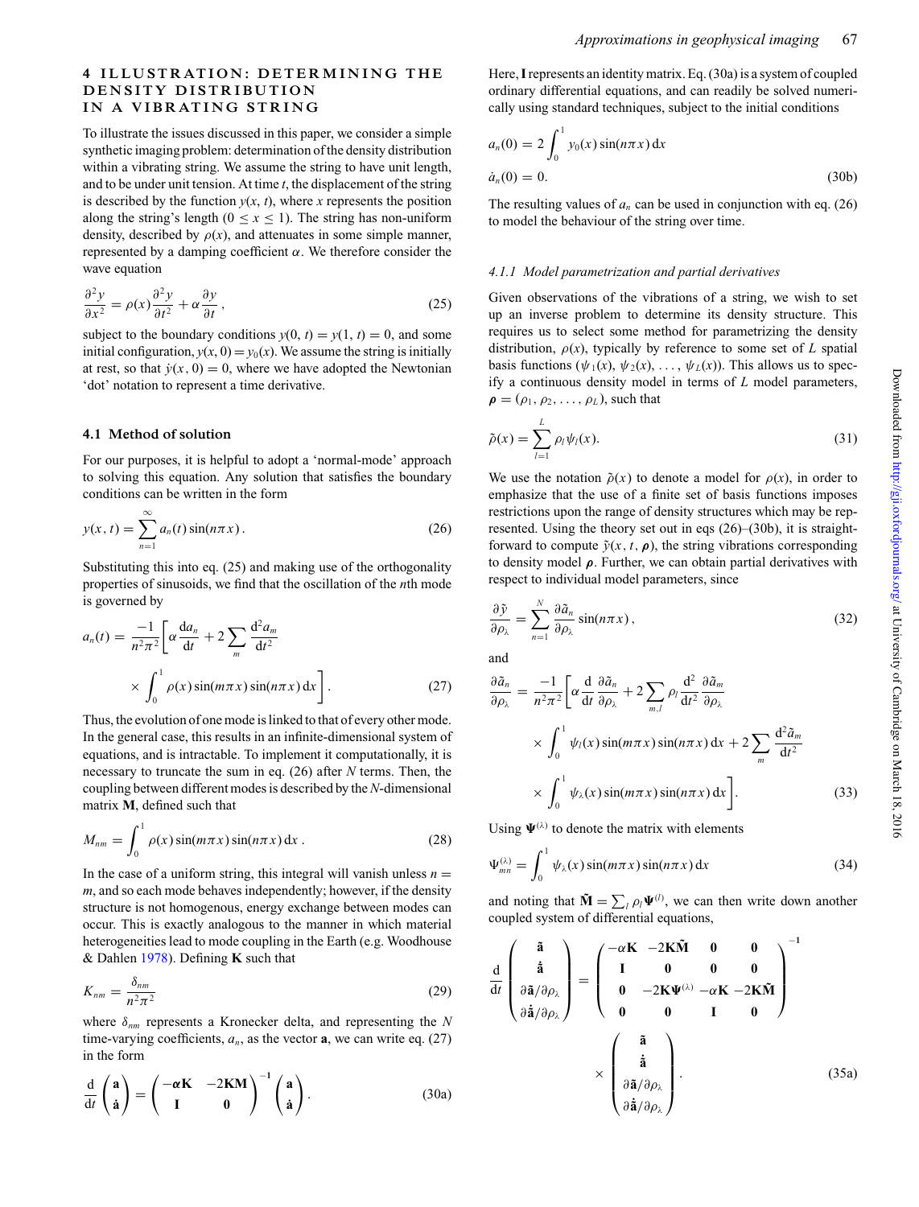## 4 ILLUSTRATION: DETERMINING THE DENSITY DISTRIBUTION IN A VIBRATING STRING

To illustrate the issues discussed in this paper, we consider a simple synthetic imaging problem: determination of the density distribution within a vibrating string. We assume the string to have unit length, and to be under unit tension. At time $t$, the displacement of the string is described by the function $y(x, t)$, where $x$ represents the position along the string's length ($0 \le x \le 1$). The string has non-uniform density, described by $\rho(x)$, and attenuates in some simple manner, represented by a damping coefficient $\alpha$. We therefore consider the wave equation

$$\frac{\partial^2 y}{\partial x^2} = \rho(x)\frac{\partial^2 y}{\partial t^2} + \alpha\frac{\partial y}{\partial t}\,, \tag{25}$$

subject to the boundary conditions $y(0, t) = y(1, t) = 0$, and some initial configuration, $y(x, 0) = y_0(x)$. We assume the string is initially at rest, so that $\dot{y}(x, 0) = 0$, where we have adopted the Newtonian 'dot' notation to represent a time derivative.

### 4.1 Method of solution

For our purposes, it is helpful to adopt a 'normal-mode' approach to solving this equation. Any solution that satisfies the boundary conditions can be written in the form

$$y(x, t) = \sum_{n=1}^{\infty} a_n(t)\sin(n\pi x)\,. \tag{26}$$

Substituting this into eq. (25) and making use of the orthogonality properties of sinusoids, we find that the oscillation of the $n$th mode is governed by

$$a_n(t) = \frac{-1}{n^2\pi^2}\left[\alpha\frac{\mathrm{d}a_n}{\mathrm{d}t} + 2\sum_m \frac{\mathrm{d}^2 a_m}{\mathrm{d}t^2} \times \int_0^1 \rho(x)\sin(m\pi x)\sin(n\pi x)\,\mathrm{d}x\right]. \tag{27}$$

Thus, the evolution of one mode is linked to that of every other mode. In the general case, this results in an infinite-dimensional system of equations, and is intractable. To implement it computationally, it is necessary to truncate the sum in eq. (26) after $N$ terms. Then, the coupling between different modes is described by the $N$-dimensional matrix $\mathbf{M}$, defined such that

$$M_{nm} = \int_0^1 \rho(x)\sin(m\pi x)\sin(n\pi x)\,\mathrm{d}x\,. \tag{28}$$

In the case of a uniform string, this integral will vanish unless $n = m$, and so each mode behaves independently; however, if the density structure is not homogenous, energy exchange between modes can occur. This is exactly analogous to the manner in which material heterogeneities lead to mode coupling in the Earth (e.g. Woodhouse & Dahlen 1978). Defining $\mathbf{K}$ such that

$$K_{nm} = \frac{\delta_{nm}}{n^2\pi^2} \tag{29}$$

where $\delta_{nm}$ represents a Kronecker delta, and representing the $N$ time-varying coefficients, $a_n$, as the vector $\mathbf{a}$, we can write eq. (27) in the form

$$\frac{\mathrm{d}}{\mathrm{d}t}\begin{pmatrix}\mathbf{a}\\ \dot{\mathbf{a}}\end{pmatrix} = \begin{pmatrix}-\alpha\mathbf{K} & -2\mathbf{KM}\\ \mathbf{I} & \mathbf{0}\end{pmatrix}^{-1}\begin{pmatrix}\mathbf{a}\\ \dot{\mathbf{a}}\end{pmatrix}. \tag{30a}$$

Here, $\mathbf{I}$ represents an identity matrix. Eq. (30a) is a system of coupled ordinary differential equations, and can readily be solved numerically using standard techniques, subject to the initial conditions

$$a_n(0) = 2\int_0^1 y_0(x)\sin(n\pi x)\,\mathrm{d}x$$
$$\dot{a}_n(0) = 0. \tag{30b}$$

The resulting values of $a_n$ can be used in conjunction with eq. (26) to model the behaviour of the string over time.

#### 4.1.1 Model parametrization and partial derivatives

Given observations of the vibrations of a string, we wish to set up an inverse problem to determine its density structure. This requires us to select some method for parametrizing the density distribution, $\rho(x)$, typically by reference to some set of $L$ spatial basis functions $(\psi_1(x), \psi_2(x), \ldots, \psi_L(x))$. This allows us to specify a continuous density model in terms of $L$ model parameters, $\boldsymbol{\rho} = (\rho_1, \rho_2, \ldots, \rho_L)$, such that

$$\tilde{\rho}(x) = \sum_{l=1}^{L}\rho_l\psi_l(x). \tag{31}$$

We use the notation $\tilde{\rho}(x)$ to denote a model for $\rho(x)$, in order to emphasize that the use of a finite set of basis functions imposes restrictions upon the range of density structures which may be represented. Using the theory set out in eqs (26)–(30b), it is straightforward to compute $\tilde{y}(x, t, \boldsymbol{\rho})$, the string vibrations corresponding to density model $\boldsymbol{\rho}$. Further, we can obtain partial derivatives with respect to individual model parameters, since

$$\frac{\partial\tilde{y}}{\partial\rho_\lambda} = \sum_{n=1}^{N}\frac{\partial\tilde{a}_n}{\partial\rho_\lambda}\sin(n\pi x)\,, \tag{32}$$

and

$$\frac{\partial\tilde{a}_n}{\partial\rho_\lambda} = \frac{-1}{n^2\pi^2}\left[\alpha\frac{\mathrm{d}}{\mathrm{d}t}\frac{\partial\tilde{a}_n}{\partial\rho_\lambda} + 2\sum_{m,l}\rho_l\frac{\mathrm{d}^2}{\mathrm{d}t^2}\frac{\partial\tilde{a}_m}{\partial\rho_\lambda} \times \int_0^1\psi_l(x)\sin(m\pi x)\sin(n\pi x)\,\mathrm{d}x + 2\sum_m\frac{\mathrm{d}^2\tilde{a}_m}{\mathrm{d}t^2} \times \int_0^1\psi_\lambda(x)\sin(m\pi x)\sin(n\pi x)\,\mathrm{d}x\right]. \tag{33}$$

Using $\boldsymbol{\Psi}^{(\lambda)}$ to denote the matrix with elements

$$\Psi^{(\lambda)}_{mn} = \int_0^1\psi_\lambda(x)\sin(m\pi x)\sin(n\pi x)\,\mathrm{d}x \tag{34}$$

and noting that $\tilde{\mathbf{M}} = \sum_l\rho_l\boldsymbol{\Psi}^{(l)}$, we can then write down another coupled system of differential equations,

$$\frac{\mathrm{d}}{\mathrm{d}t}\begin{pmatrix}\tilde{\mathbf{a}}\\ \dot{\tilde{\mathbf{a}}}\\ \partial\tilde{\mathbf{a}}/\partial\rho_\lambda\\ \partial\dot{\tilde{\mathbf{a}}}/\partial\rho_\lambda\end{pmatrix} = \begin{pmatrix}-\alpha\mathbf{K} & -2\mathbf{K}\tilde{\mathbf{M}} & \mathbf{0} & \mathbf{0}\\ \mathbf{I} & \mathbf{0} & \mathbf{0} & \mathbf{0}\\ \mathbf{0} & -2\mathbf{K}\boldsymbol{\Psi}^{(\lambda)} & -\alpha\mathbf{K} & -2\mathbf{K}\tilde{\mathbf{M}}\\ \mathbf{0} & \mathbf{0} & \mathbf{I} & \mathbf{0}\end{pmatrix}^{-1} \times \begin{pmatrix}\tilde{\mathbf{a}}\\ \dot{\tilde{\mathbf{a}}}\\ \partial\tilde{\mathbf{a}}/\partial\rho_\lambda\\ \partial\dot{\tilde{\mathbf{a}}}/\partial\rho_\lambda\end{pmatrix}. \tag{35a}$$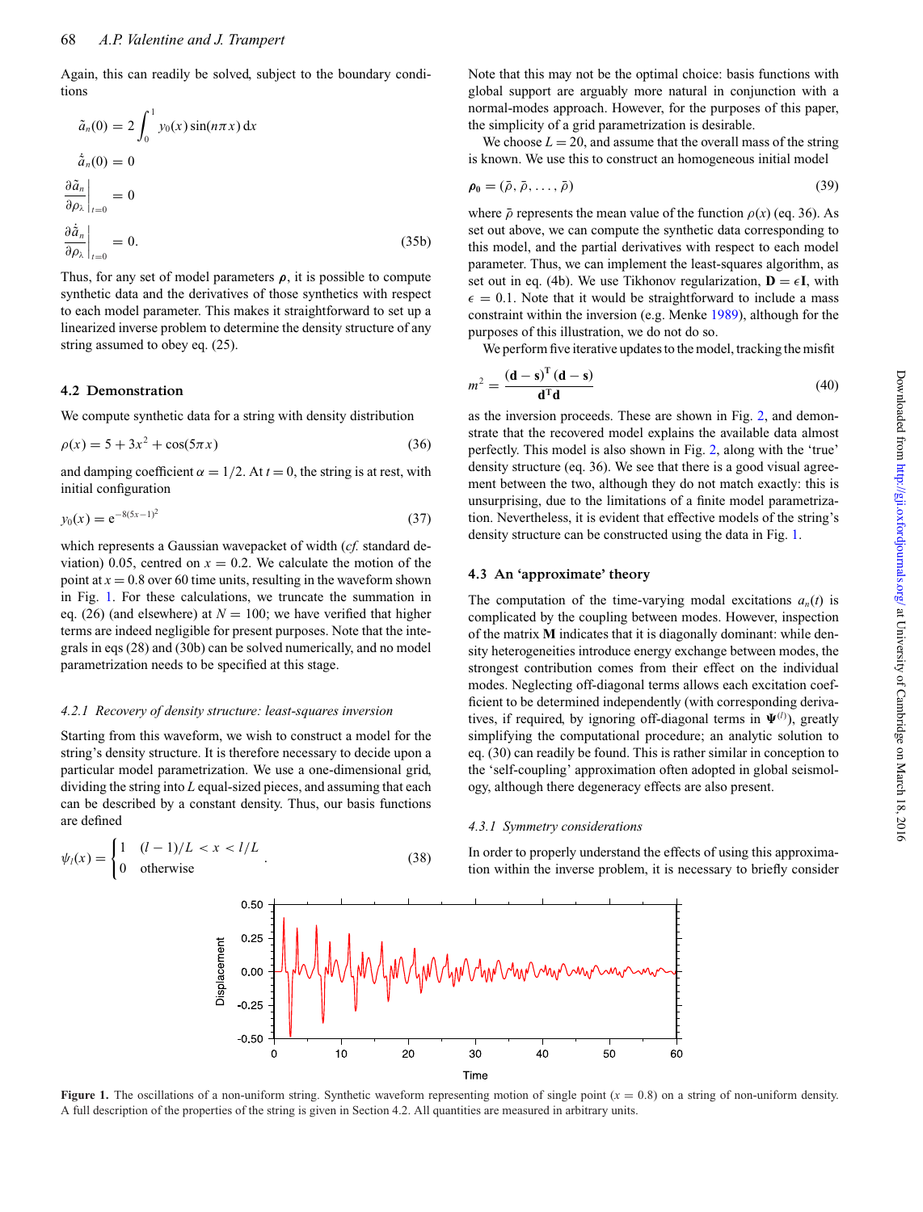Again, this can readily be solved, subject to the boundary conditions

$$\tilde{a}_n(0) = 2\int_0^1 y_0(x)\sin(n\pi x)\,\mathrm{d}x$$

$$\dot{\tilde{a}}_n(0) = 0$$

$$\left.\frac{\partial \tilde{a}_n}{\partial \rho_\lambda}\right|_{t=0} = 0$$

$$\left.\frac{\partial \dot{\tilde{a}}_n}{\partial \rho_\lambda}\right|_{t=0} = 0. \tag{35b}$$

Thus, for any set of model parameters $\boldsymbol{\rho}$, it is possible to compute synthetic data and the derivatives of those synthetics with respect to each model parameter. This makes it straightforward to set up a linearized inverse problem to determine the density structure of any string assumed to obey eq. (25).

## 4.2 Demonstration

We compute synthetic data for a string with density distribution

$$\rho(x) = 5 + 3x^2 + \cos(5\pi x) \tag{36}$$

and damping coefficient $\alpha = 1/2$. At $t = 0$, the string is at rest, with initial configuration

$$y_0(x) = \mathrm{e}^{-8(5x-1)^2} \tag{37}$$

which represents a Gaussian wavepacket of width (*cf.* standard deviation) 0.05, centred on $x = 0.2$. We calculate the motion of the point at $x = 0.8$ over 60 time units, resulting in the waveform shown in Fig. 1. For these calculations, we truncate the summation in eq. (26) (and elsewhere) at $N = 100$; we have verified that higher terms are indeed negligible for present purposes. Note that the integrals in eqs (28) and (30b) can be solved numerically, and no model parametrization needs to be specified at this stage.

### 4.2.1 Recovery of density structure: least-squares inversion

Starting from this waveform, we wish to construct a model for the string's density structure. It is therefore necessary to decide upon a particular model parametrization. We use a one-dimensional grid, dividing the string into $L$ equal-sized pieces, and assuming that each can be described by a constant density. Thus, our basis functions are defined

$$\psi_l(x) = \begin{cases} 1 & (l-1)/L < x < l/L \\ 0 & \text{otherwise} \end{cases}. \tag{38}$$

Note that this may not be the optimal choice: basis functions with global support are arguably more natural in conjunction with a normal-modes approach. However, for the purposes of this paper, the simplicity of a grid parametrization is desirable.

We choose $L = 20$, and assume that the overall mass of the string is known. We use this to construct an homogeneous initial model

$$\boldsymbol{\rho_0} = (\bar{\rho}, \bar{\rho}, \ldots, \bar{\rho}) \tag{39}$$

where $\bar{\rho}$ represents the mean value of the function $\rho(x)$ (eq. 36). As set out above, we can compute the synthetic data corresponding to this model, and the partial derivatives with respect to each model parameter. Thus, we can implement the least-squares algorithm, as set out in eq. (4b). We use Tikhonov regularization, $\mathbf{D} = \epsilon\mathbf{I}$, with $\epsilon = 0.1$. Note that it would be straightforward to include a mass constraint within the inversion (e.g. Menke 1989), although for the purposes of this illustration, we do not do so.

We perform five iterative updates to the model, tracking the misfit

$$m^2 = \frac{(\mathbf{d}-\mathbf{s})^{\mathrm{T}}(\mathbf{d}-\mathbf{s})}{\mathbf{d}^{\mathrm{T}}\mathbf{d}} \tag{40}$$

as the inversion proceeds. These are shown in Fig. 2, and demonstrate that the recovered model explains the available data almost perfectly. This model is also shown in Fig. 2, along with the 'true' density structure (eq. 36). We see that there is a good visual agreement between the two, although they do not match exactly: this is unsurprising, due to the limitations of a finite model parametrization. Nevertheless, it is evident that effective models of the string's density structure can be constructed using the data in Fig. 1.

## 4.3 An 'approximate' theory

The computation of the time-varying modal excitations $a_n(t)$ is complicated by the coupling between modes. However, inspection of the matrix $\mathbf{M}$ indicates that it is diagonally dominant: while density heterogeneities introduce energy exchange between modes, the strongest contribution comes from their effect on the individual modes. Neglecting off-diagonal terms allows each excitation coefficient to be determined independently (with corresponding derivatives, if required, by ignoring off-diagonal terms in $\boldsymbol{\Psi}^{(l)}$), greatly simplifying the computational procedure; an analytic solution to eq. (30) can readily be found. This is rather similar in conception to the 'self-coupling' approximation often adopted in global seismology, although there degeneracy effects are also present.

### 4.3.1 Symmetry considerations

In order to properly understand the effects of using this approximation within the inverse problem, it is necessary to briefly consider

**Figure 1.** The oscillations of a non-uniform string. Synthetic waveform representing motion of single point ($x = 0.8$) on a string of non-uniform density. A full description of the properties of the string is given in Section 4.2. All quantities are measured in arbitrary units.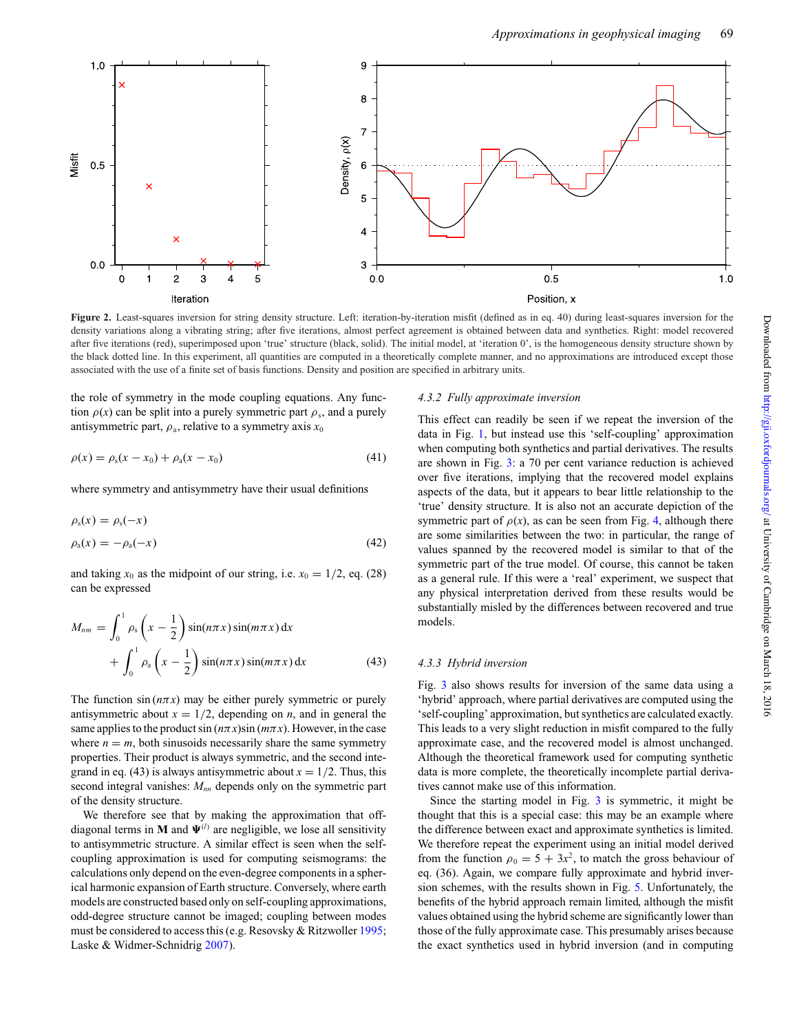**Figure 2.** Least-squares inversion for string density structure. Left: iteration-by-iteration misfit (defined as in eq. 40) during least-squares inversion for the density variations along a vibrating string; after five iterations, almost perfect agreement is obtained between data and synthetics. Right: model recovered after five iterations (red), superimposed upon 'true' structure (black, solid). The initial model, at 'iteration 0', is the homogeneous density structure shown by the black dotted line. In this experiment, all quantities are computed in a theoretically complete manner, and no approximations are introduced except those associated with the use of a finite set of basis functions. Density and position are specified in arbitrary units.

the role of symmetry in the mode coupling equations. Any function $\rho(x)$ can be split into a purely symmetric part $\rho_s$, and a purely antisymmetric part, $\rho_a$, relative to a symmetry axis $x_0$

$$\rho(x) = \rho_s(x - x_0) + \rho_a(x - x_0) \tag{41}$$

where symmetry and antisymmetry have their usual definitions

$$\begin{aligned}\rho_s(x) &= \rho_s(-x)\\ \rho_a(x) &= -\rho_a(-x)\end{aligned} \tag{42}$$

and taking $x_0$ as the midpoint of our string, i.e. $x_0 = 1/2$, eq. (28) can be expressed

$$\begin{aligned}M_{nm} = &\int_0^1 \rho_s\left(x - \frac{1}{2}\right)\sin(n\pi x)\sin(m\pi x)\,\mathrm{d}x\\ &+ \int_0^1 \rho_a\left(x - \frac{1}{2}\right)\sin(n\pi x)\sin(m\pi x)\,\mathrm{d}x\end{aligned} \tag{43}$$

The function $\sin(n\pi x)$ may be either purely symmetric or purely antisymmetric about $x = 1/2$, depending on $n$, and in general the same applies to the product $\sin(n\pi x)\sin(m\pi x)$. However, in the case where $n = m$, both sinusoids necessarily share the same symmetry properties. Their product is always symmetric, and the second integrand in eq. (43) is always antisymmetric about $x = 1/2$. Thus, this second integral vanishes: $M_{nn}$ depends only on the symmetric part of the density structure.

We therefore see that by making the approximation that off-diagonal terms in $\mathbf{M}$ and $\mathbf{\Psi}^{(l)}$ are negligible, we lose all sensitivity to antisymmetric structure. A similar effect is seen when the self-coupling approximation is used for computing seismograms: the calculations only depend on the even-degree components in a spherical harmonic expansion of Earth structure. Conversely, where earth models are constructed based only on self-coupling approximations, odd-degree structure cannot be imaged; coupling between modes must be considered to access this (e.g. Resovsky & Ritzwoller 1995; Laske & Widmer-Schnidrig 2007).

### 4.3.2 Fully approximate inversion

This effect can readily be seen if we repeat the inversion of the data in Fig. 1, but instead use this 'self-coupling' approximation when computing both synthetics and partial derivatives. The results are shown in Fig. 3: a 70 per cent variance reduction is achieved over five iterations, implying that the recovered model explains aspects of the data, but it appears to bear little relationship to the 'true' density structure. It is also not an accurate depiction of the symmetric part of $\rho(x)$, as can be seen from Fig. 4, although there are some similarities between the two: in particular, the range of values spanned by the recovered model is similar to that of the symmetric part of the true model. Of course, this cannot be taken as a general rule. If this were a 'real' experiment, we suspect that any physical interpretation derived from these results would be substantially misled by the differences between recovered and true models.

### 4.3.3 Hybrid inversion

Fig. 3 also shows results for inversion of the same data using a 'hybrid' approach, where partial derivatives are computed using the 'self-coupling' approximation, but synthetics are calculated exactly. This leads to a very slight reduction in misfit compared to the fully approximate case, and the recovered model is almost unchanged. Although the theoretical framework used for computing synthetic data is more complete, the theoretically incomplete partial derivatives cannot make use of this information.

Since the starting model in Fig. 3 is symmetric, it might be thought that this is a special case: this may be an example where the difference between exact and approximate synthetics is limited. We therefore repeat the experiment using an initial model derived from the function $\rho_0 = 5 + 3x^2$, to match the gross behaviour of eq. (36). Again, we compare fully approximate and hybrid inversion schemes, with the results shown in Fig. 5. Unfortunately, the benefits of the hybrid approach remain limited, although the misfit values obtained using the hybrid scheme are significantly lower than those of the fully approximate case. This presumably arises because the exact synthetics used in hybrid inversion (and in computing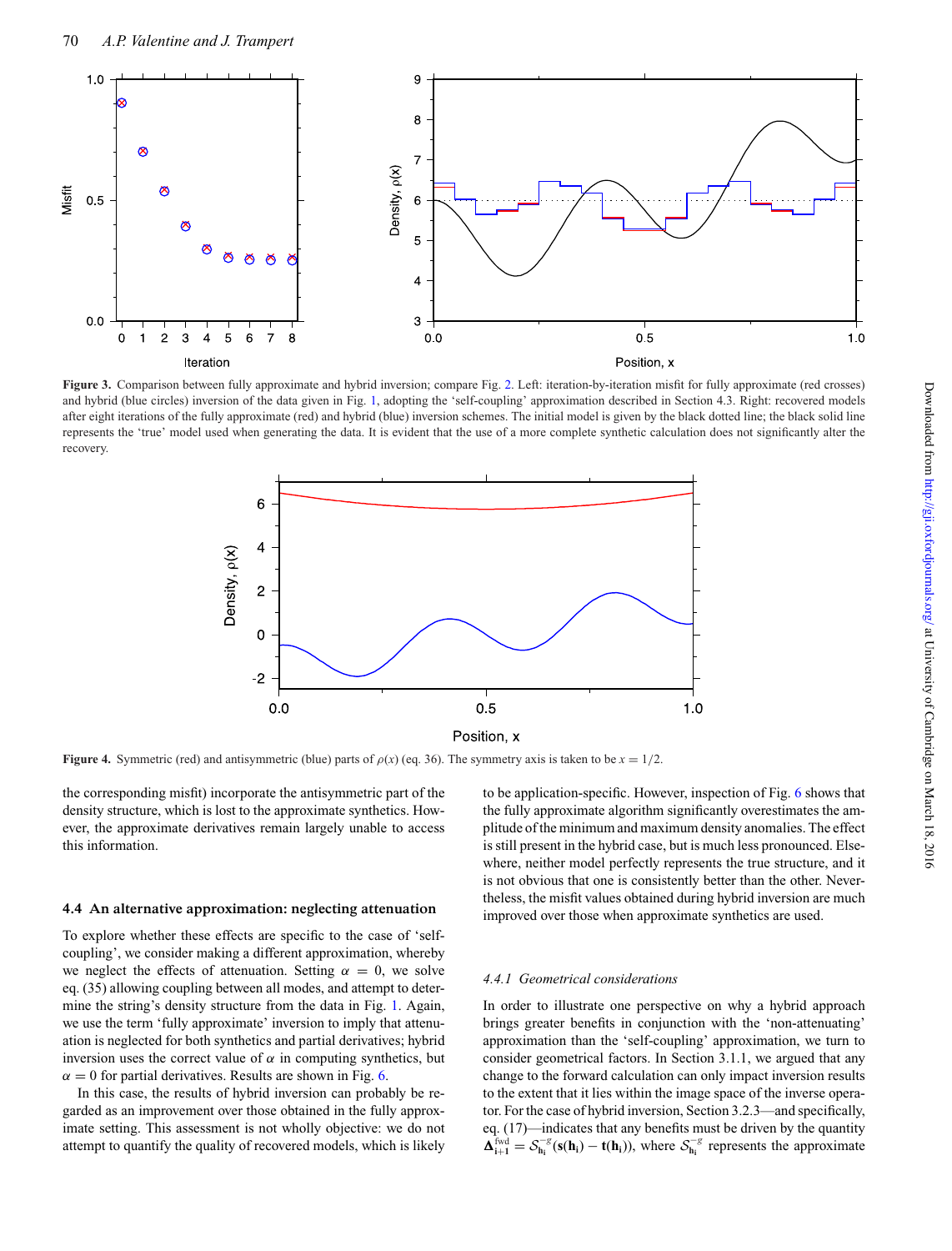**Figure 3.** Comparison between fully approximate and hybrid inversion; compare Fig. 2. Left: iteration-by-iteration misfit for fully approximate (red crosses) and hybrid (blue circles) inversion of the data given in Fig. 1, adopting the 'self-coupling' approximation described in Section 4.3. Right: recovered models after eight iterations of the fully approximate (red) and hybrid (blue) inversion schemes. The initial model is given by the black dotted line; the black solid line represents the 'true' model used when generating the data. It is evident that the use of a more complete synthetic calculation does not significantly alter the recovery.

**Figure 4.** Symmetric (red) and antisymmetric (blue) parts of $\rho(x)$ (eq. 36). The symmetry axis is taken to be $x = 1/2$.

the corresponding misfit) incorporate the antisymmetric part of the density structure, which is lost to the approximate synthetics. However, the approximate derivatives remain largely unable to access this information.

### 4.4 An alternative approximation: neglecting attenuation

To explore whether these effects are specific to the case of 'self-coupling', we consider making a different approximation, whereby we neglect the effects of attenuation. Setting $\alpha = 0$, we solve eq. (35) allowing coupling between all modes, and attempt to determine the string's density structure from the data in Fig. 1. Again, we use the term 'fully approximate' inversion to imply that attenuation is neglected for both synthetics and partial derivatives; hybrid inversion uses the correct value of $\alpha$ in computing synthetics, but $\alpha = 0$ for partial derivatives. Results are shown in Fig. 6.

In this case, the results of hybrid inversion can probably be regarded as an improvement over those obtained in the fully approximate setting. This assessment is not wholly objective: we do not attempt to quantify the quality of recovered models, which is likely to be application-specific. However, inspection of Fig. 6 shows that the fully approximate algorithm significantly overestimates the amplitude of the minimum and maximum density anomalies. The effect is still present in the hybrid case, but is much less pronounced. Elsewhere, neither model perfectly represents the true structure, and it is not obvious that one is consistently better than the other. Nevertheless, the misfit values obtained during hybrid inversion are much improved over those when approximate synthetics are used.

#### *4.4.1 Geometrical considerations*

In order to illustrate one perspective on why a hybrid approach brings greater benefits in conjunction with the 'non-attenuating' approximation than the 'self-coupling' approximation, we turn to consider geometrical factors. In Section 3.1.1, we argued that any change to the forward calculation can only impact inversion results to the extent that it lies within the image space of the inverse operator. For the case of hybrid inversion, Section 3.2.3—and specifically, eq. (17)—indicates that any benefits must be driven by the quantity $\boldsymbol{\Delta}^{\mathrm{fwd}}_{\mathbf{i+1}} = \mathcal{S}^{-g}_{\mathbf{h_i}}(\mathbf{s}(\mathbf{h_i}) - \mathbf{t}(\mathbf{h_i}))$, where $\mathcal{S}^{-g}_{\mathbf{h_i}}$ represents the approximate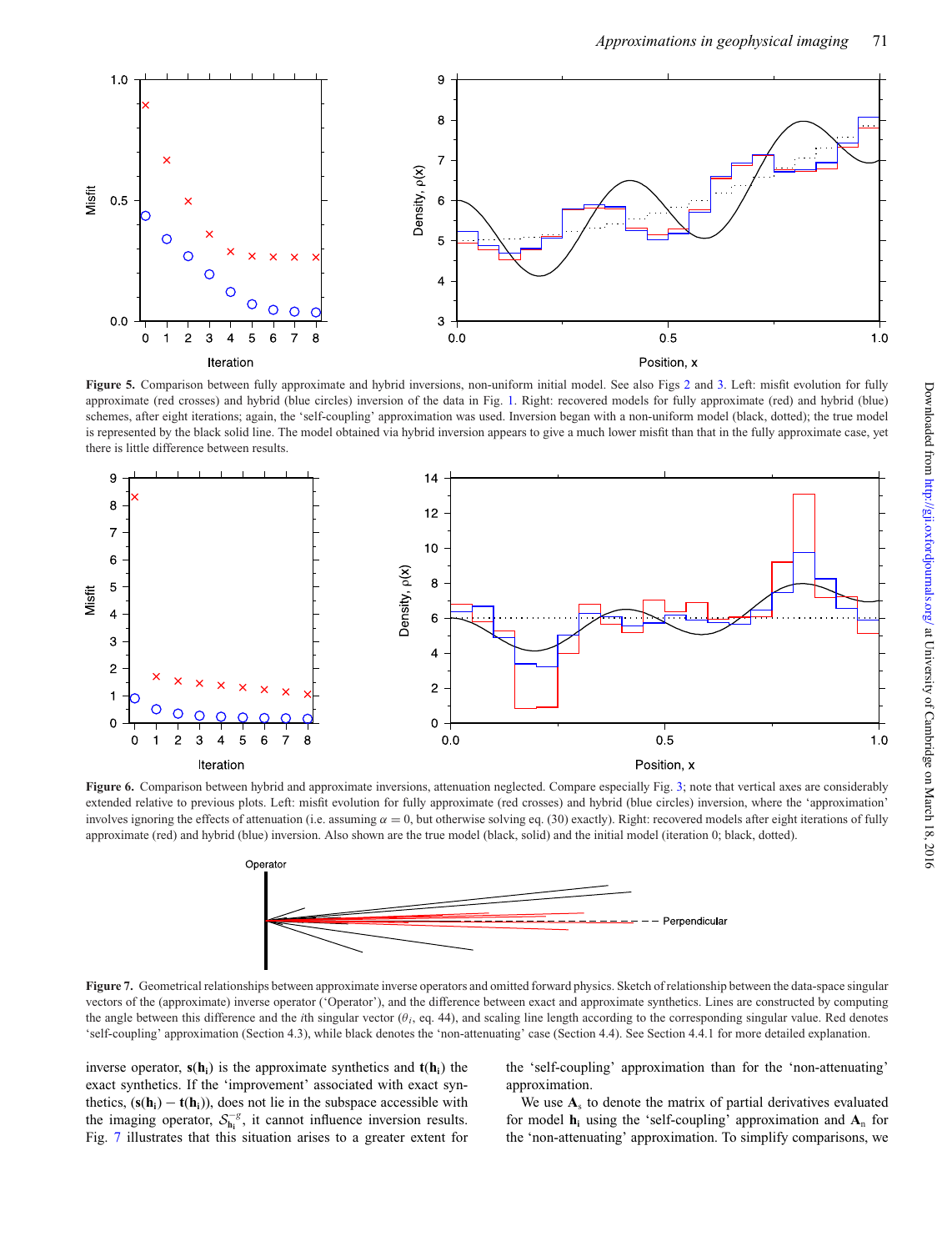**Figure 5.** Comparison between fully approximate and hybrid inversions, non-uniform initial model. See also Figs 2 and 3. Left: misfit evolution for fully approximate (red crosses) and hybrid (blue circles) inversion of the data in Fig. 1. Right: recovered models for fully approximate (red) and hybrid (blue) schemes, after eight iterations; again, the 'self-coupling' approximation was used. Inversion began with a non-uniform model (black, dotted); the true model is represented by the black solid line. The model obtained via hybrid inversion appears to give a much lower misfit than that in the fully approximate case, yet there is little difference between results.

**Figure 6.** Comparison between hybrid and approximate inversions, attenuation neglected. Compare especially Fig. 3; note that vertical axes are considerably extended relative to previous plots. Left: misfit evolution for fully approximate (red crosses) and hybrid (blue circles) inversion, where the 'approximation' involves ignoring the effects of attenuation (i.e. assuming $\alpha = 0$, but otherwise solving eq. (30) exactly). Right: recovered models after eight iterations of fully approximate (red) and hybrid (blue) inversion. Also shown are the true model (black, solid) and the initial model (iteration 0; black, dotted).

**Figure 7.** Geometrical relationships between approximate inverse operators and omitted forward physics. Sketch of relationship between the data-space singular vectors of the (approximate) inverse operator ('Operator'), and the difference between exact and approximate synthetics. Lines are constructed by computing the angle between this difference and the $i$th singular vector ($\theta_i$, eq. 44), and scaling line length according to the corresponding singular value. Red denotes 'self-coupling' approximation (Section 4.3), while black denotes the 'non-attenuating' case (Section 4.4). See Section 4.4.1 for more detailed explanation.

inverse operator, $\mathbf{s}(\mathbf{h}_i)$ is the approximate synthetics and $\mathbf{t}(\mathbf{h}_i)$ the exact synthetics. If the 'improvement' associated with exact synthetics, $(\mathbf{s}(\mathbf{h}_i) - \mathbf{t}(\mathbf{h}_i))$, does not lie in the subspace accessible with the imaging operator, $\mathcal{S}_{\mathbf{h}_i}^{-g}$, it cannot influence inversion results. Fig. 7 illustrates that this situation arises to a greater extent for the 'self-coupling' approximation than for the 'non-attenuating' approximation.

We use $\mathbf{A}_s$ to denote the matrix of partial derivatives evaluated for model $\mathbf{h}_i$ using the 'self-coupling' approximation and $\mathbf{A}_n$ for the 'non-attenuating' approximation. To simplify comparisons, we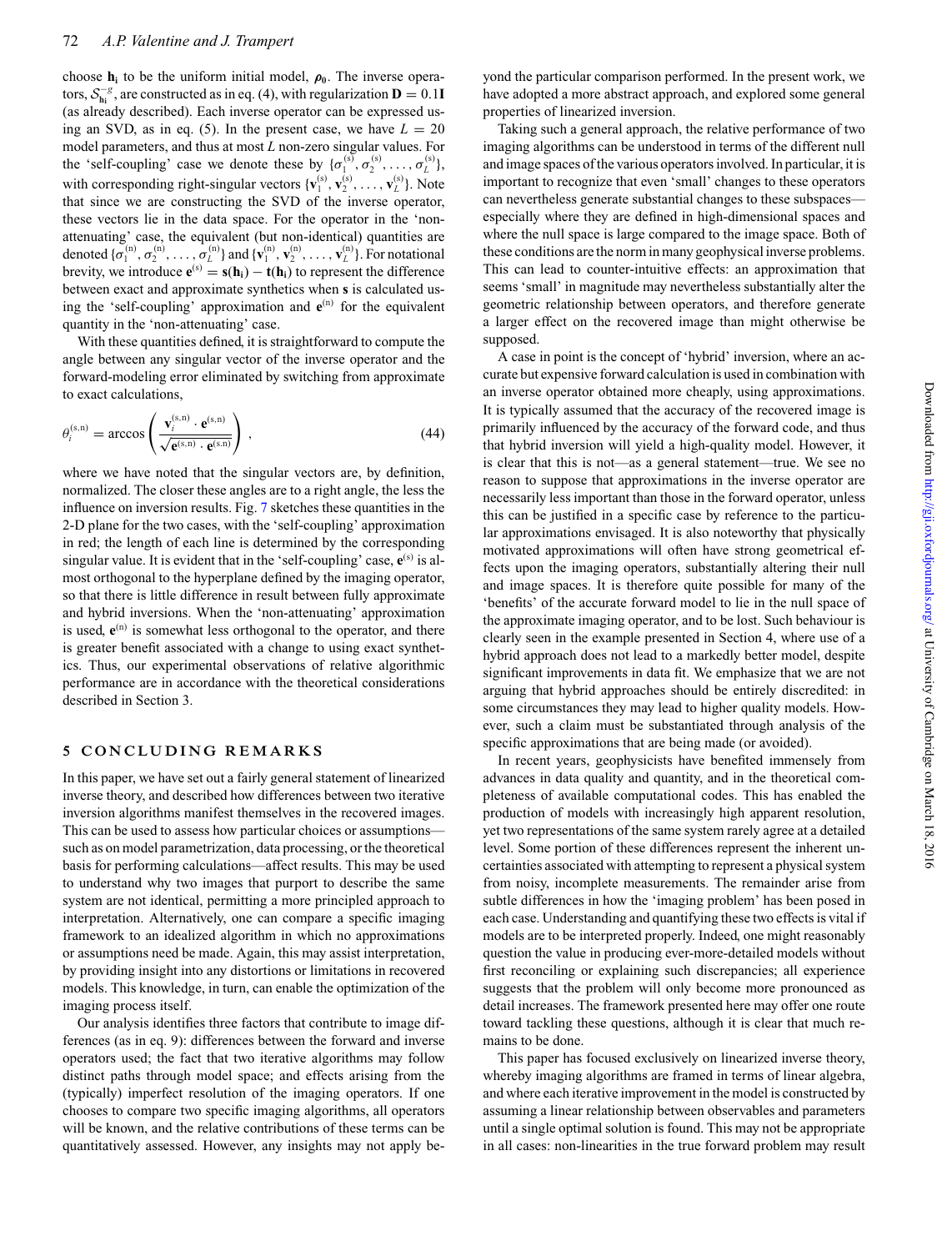choose $\mathbf{h_i}$ to be the uniform initial model, $\boldsymbol{\rho_0}$. The inverse operators, $\mathcal{S}_{\mathbf{h_i}}^{-g}$, are constructed as in eq. (4), with regularization $\mathbf{D} = 0.1\mathbf{I}$ (as already described). Each inverse operator can be expressed using an SVD, as in eq. (5). In the present case, we have $L = 20$ model parameters, and thus at most $L$ non-zero singular values. For the 'self-coupling' case we denote these by $\{\sigma_1^{(s)}, \sigma_2^{(s)}, \ldots, \sigma_L^{(s)}\}$, with corresponding right-singular vectors $\{\mathbf{v}_1^{(s)}, \mathbf{v}_2^{(s)}, \ldots, \mathbf{v}_L^{(s)}\}$. Note that since we are constructing the SVD of the inverse operator, these vectors lie in the data space. For the operator in the 'non-attenuating' case, the equivalent (but non-identical) quantities are denoted $\{\sigma_1^{(n)}, \sigma_2^{(n)}, \ldots, \sigma_L^{(n)}\}$ and $\{\mathbf{v}_1^{(n)}, \mathbf{v}_2^{(n)}, \ldots, \mathbf{v}_L^{(n)}\}$. For notational brevity, we introduce $\mathbf{e}^{(s)} = \mathbf{s}(\mathbf{h_i}) - \mathbf{t}(\mathbf{h_i})$ to represent the difference between exact and approximate synthetics when $\mathbf{s}$ is calculated using the 'self-coupling' approximation and $\mathbf{e}^{(n)}$ for the equivalent quantity in the 'non-attenuating' case.

With these quantities defined, it is straightforward to compute the angle between any singular vector of the inverse operator and the forward-modeling error eliminated by switching from approximate to exact calculations,

$$\theta_i^{(s,n)} = \arccos\left(\frac{\mathbf{v}_i^{(s,n)} \cdot \mathbf{e}^{(s,n)}}{\sqrt{\mathbf{e}^{(s,n)} \cdot \mathbf{e}^{(s,n)}}}\right), \tag{44}$$

where we have noted that the singular vectors are, by definition, normalized. The closer these angles are to a right angle, the less the influence on inversion results. Fig. 7 sketches these quantities in the 2-D plane for the two cases, with the 'self-coupling' approximation in red; the length of each line is determined by the corresponding singular value. It is evident that in the 'self-coupling' case, $\mathbf{e}^{(s)}$ is almost orthogonal to the hyperplane defined by the imaging operator, so that there is little difference in result between fully approximate and hybrid inversions. When the 'non-attenuating' approximation is used, $\mathbf{e}^{(n)}$ is somewhat less orthogonal to the operator, and there is greater benefit associated with a change to using exact synthetics. Thus, our experimental observations of relative algorithmic performance are in accordance with the theoretical considerations described in Section 3.

## 5 CONCLUDING REMARKS

In this paper, we have set out a fairly general statement of linearized inverse theory, and described how differences between two iterative inversion algorithms manifest themselves in the recovered images. This can be used to assess how particular choices or assumptions—such as on model parametrization, data processing, or the theoretical basis for performing calculations—affect results. This may be used to understand why two images that purport to describe the same system are not identical, permitting a more principled approach to interpretation. Alternatively, one can compare a specific imaging framework to an idealized algorithm in which no approximations or assumptions need be made. Again, this may assist interpretation, by providing insight into any distortions or limitations in recovered models. This knowledge, in turn, can enable the optimization of the imaging process itself.

Our analysis identifies three factors that contribute to image differences (as in eq. 9): differences between the forward and inverse operators used; the fact that two iterative algorithms may follow distinct paths through model space; and effects arising from the (typically) imperfect resolution of the imaging operators. If one chooses to compare two specific imaging algorithms, all operators will be known, and the relative contributions of these terms can be quantitatively assessed. However, any insights may not apply beyond the particular comparison performed. In the present work, we have adopted a more abstract approach, and explored some general properties of linearized inversion.

Taking such a general approach, the relative performance of two imaging algorithms can be understood in terms of the different null and image spaces of the various operators involved. In particular, it is important to recognize that even 'small' changes to these operators can nevertheless generate substantial changes to these subspaces—especially where they are defined in high-dimensional spaces and where the null space is large compared to the image space. Both of these conditions are the norm in many geophysical inverse problems. This can lead to counter-intuitive effects: an approximation that seems 'small' in magnitude may nevertheless substantially alter the geometric relationship between operators, and therefore generate a larger effect on the recovered image than might otherwise be supposed.

A case in point is the concept of 'hybrid' inversion, where an accurate but expensive forward calculation is used in combination with an inverse operator obtained more cheaply, using approximations. It is typically assumed that the accuracy of the recovered image is primarily influenced by the accuracy of the forward code, and thus that hybrid inversion will yield a high-quality model. However, it is clear that this is not—as a general statement—true. We see no reason to suppose that approximations in the inverse operator are necessarily less important than those in the forward operator, unless this can be justified in a specific case by reference to the particular approximations envisaged. It is also noteworthy that physically motivated approximations will often have strong geometrical effects upon the imaging operators, substantially altering their null and image spaces. It is therefore quite possible for many of the 'benefits' of the accurate forward model to lie in the null space of the approximate imaging operator, and to be lost. Such behaviour is clearly seen in the example presented in Section 4, where use of a hybrid approach does not lead to a markedly better model, despite significant improvements in data fit. We emphasize that we are not arguing that hybrid approaches should be entirely discredited: in some circumstances they may lead to higher quality models. However, such a claim must be substantiated through analysis of the specific approximations that are being made (or avoided).

In recent years, geophysicists have benefited immensely from advances in data quality and quantity, and in the theoretical completeness of available computational codes. This has enabled the production of models with increasingly high apparent resolution, yet two representations of the same system rarely agree at a detailed level. Some portion of these differences represent the inherent uncertainties associated with attempting to represent a physical system from noisy, incomplete measurements. The remainder arise from subtle differences in how the 'imaging problem' has been posed in each case. Understanding and quantifying these two effects is vital if models are to be interpreted properly. Indeed, one might reasonably question the value in producing ever-more-detailed models without first reconciling or explaining such discrepancies; all experience suggests that the problem will only become more pronounced as detail increases. The framework presented here may offer one route toward tackling these questions, although it is clear that much remains to be done.

This paper has focused exclusively on linearized inverse theory, whereby imaging algorithms are framed in terms of linear algebra, and where each iterative improvement in the model is constructed by assuming a linear relationship between observables and parameters until a single optimal solution is found. This may not be appropriate in all cases: non-linearities in the true forward problem may result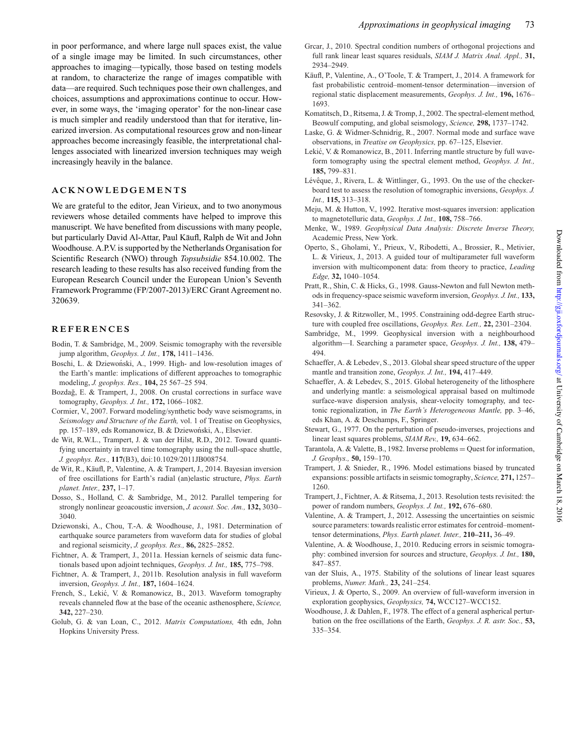in poor performance, and where large null spaces exist, the value of a single image may be limited. In such circumstances, other approaches to imaging—typically, those based on testing models at random, to characterize the range of images compatible with data—are required. Such techniques pose their own challenges, and choices, assumptions and approximations continue to occur. However, in some ways, the 'imaging operator' for the non-linear case is much simpler and readily understood than that for iterative, linearized inversion. As computational resources grow and non-linear approaches become increasingly feasible, the interpretational challenges associated with linearized inversion techniques may weigh increasingly heavily in the balance.

## ACKNOWLEDGEMENTS

We are grateful to the editor, Jean Virieux, and to two anonymous reviewers whose detailed comments have helped to improve this manuscript. We have benefited from discussions with many people, but particularly David Al-Attar, Paul Käufl, Ralph de Wit and John Woodhouse. A.P.V. is supported by the Netherlands Organisation for Scientific Research (NWO) through *Topsubsidie* 854.10.002. The research leading to these results has also received funding from the European Research Council under the European Union's Seventh Framework Programme (FP/2007-2013)/ERC Grant Agreement no. 320639.

## REFERENCES

Bodin, T. & Sambridge, M., 2009. Seismic tomography with the reversible jump algorithm, *Geophys. J. Int.,* **178,** 1411–1436.

Boschi, L. & Dziewoński, A., 1999. High- and low-resolution images of the Earth's mantle: implications of different approaches to tomographic modeling, *J. geophys. Res.,* **104,** 25 567–25 594.

Bozdağ, E. & Trampert, J., 2008. On crustal corrections in surface wave tomography, *Geophys. J. Int.,* **172,** 1066–1082.

Cormier, V., 2007. Forward modeling/synthetic body wave seismograms, in *Seismology and Structure of the Earth,* vol. 1 of Treatise on Geophysics, pp. 157–189, eds Romanowicz, B. & Dziewoński, A., Elsevier.

de Wit, R.W.L., Trampert, J. & van der Hilst, R.D., 2012. Toward quantifying uncertainty in travel time tomography using the null-space shuttle, *J. geophys. Res.,* **117**(B3), doi:10.1029/2011JB008754.

de Wit, R., Käufl, P., Valentine, A. & Trampert, J., 2014. Bayesian inversion of free oscillations for Earth's radial (an)elastic structure, *Phys. Earth planet. Inter.,* **237,** 1–17.

Dosso, S., Holland, C. & Sambridge, M., 2012. Parallel tempering for strongly nonlinear geoacoustic inversion, *J. acoust. Soc. Am.,* **132,** 3030–3040.

Dziewonski, A., Chou, T.-A. & Woodhouse, J., 1981. Determination of earthquake source parameters from waveform data for studies of global and regional seismicity, *J. geophys. Res.,* **86,** 2825–2852.

Fichtner, A. & Trampert, J., 2011a. Hessian kernels of seismic data functionals based upon adjoint techniques, *Geophys. J. Int.,* **185,** 775–798.

Fichtner, A. & Trampert, J., 2011b. Resolution analysis in full waveform inversion, *Geophys. J. Int.,* **187,** 1604–1624.

French, S., Lekić, V. & Romanowicz, B., 2013. Waveform tomography reveals channeled flow at the base of the oceanic asthenosphere, *Science,* **342,** 227–230.

Golub, G. & van Loan, C., 2012. *Matrix Computations,* 4th edn, John Hopkins University Press.

Grcar, J., 2010. Spectral condition numbers of orthogonal projections and full rank linear least squares residuals, *SIAM J. Matrix Anal. Appl.,* **31,** 2934–2949.

Käufl, P., Valentine, A., O'Toole, T. & Trampert, J., 2014. A framework for fast probabilistic centroid–moment-tensor determination—inversion of regional static displacement measurements, *Geophys. J. Int.,* **196,** 1676–1693.

Komatitsch, D., Ritsema, J. & Tromp, J., 2002. The spectral-element method, Beowulf computing, and global seismology, *Science,* **298,** 1737–1742.

Laske, G. & Widmer-Schnidrig, R., 2007. Normal mode and surface wave observations, in *Treatise on Geophysics,* pp. 67–125, Elsevier.

Lekić, V. & Romanowicz, B., 2011. Inferring mantle structure by full waveform tomography using the spectral element method, *Geophys. J. Int.,* **185,** 799–831.

Lévêque, J., Rivera, L. & Wittlinger, G., 1993. On the use of the checkerboard test to assess the resolution of tomographic inversions, *Geophys. J. Int.,* **115,** 313–318.

Meju, M. & Hutton, V., 1992. Iterative most-squares inversion: application to magnetotelluric data, *Geophys. J. Int.,* **108,** 758–766.

Menke, W., 1989. *Geophysical Data Analysis: Discrete Inverse Theory,* Academic Press, New York.

Operto, S., Gholami, Y., Prieux, V., Ribodetti, A., Brossier, R., Metivier, L. & Virieux, J., 2013. A guided tour of multiparameter full waveform inversion with multicomponent data: from theory to practice, *Leading Edge,* **32,** 1040–1054.

Pratt, R., Shin, C. & Hicks, G., 1998. Gauss-Newton and full Newton methods in frequency-space seismic waveform inversion, *Geophys. J. Int.,* **133,** 341–362.

Resovsky, J. & Ritzwoller, M., 1995. Constraining odd-degree Earth structure with coupled free oscillations, *Geophys. Res. Lett.,* **22,** 2301–2304.

Sambridge, M., 1999. Geophysical inversion with a neighbourhood algorithm—I. Searching a parameter space, *Geophys. J. Int.,* **138,** 479–494.

Schaeffer, A. & Lebedev, S., 2013. Global shear speed structure of the upper mantle and transition zone, *Geophys. J. Int.,* **194,** 417–449.

Schaeffer, A. & Lebedev, S., 2015. Global heterogeneity of the lithosphere and underlying mantle: a seismological appraisal based on multimode surface-wave dispersion analysis, shear-velocity tomography, and tectonic regionalization, in *The Earth's Heterogeneous Mantle,* pp. 3–46, eds Khan, A. & Deschamps, F., Springer.

Stewart, G., 1977. On the perturbation of pseudo-inverses, projections and linear least squares problems, *SIAM Rev.,* **19,** 634–662.

Tarantola, A. & Valette, B., 1982. Inverse problems = Quest for information, *J. Geophys.,* **50,** 159–170.

Trampert, J. & Snieder, R., 1996. Model estimations biased by truncated expansions: possible artifacts in seismic tomography, *Science,* **271,** 1257–1260.

Trampert, J., Fichtner, A. & Ritsema, J., 2013. Resolution tests revisited: the power of random numbers, *Geophys. J. Int.,* **192,** 676–680.

Valentine, A. & Trampert, J., 2012. Assessing the uncertainties on seismic source parameters: towards realistic error estimates for centroid–moment-tensor determinations, *Phys. Earth planet. Inter.,* **210–211,** 36–49.

Valentine, A. & Woodhouse, J., 2010. Reducing errors in seismic tomography: combined inversion for sources and structure, *Geophys. J. Int.,* **180,** 847–857.

van der Sluis, A., 1975. Stability of the solutions of linear least squares problems, *Numer. Math.,* **23,** 241–254.

Virieux, J. & Operto, S., 2009. An overview of full-waveform inversion in exploration geophysics, *Geophysics,* **74,** WCC127–WCC152.

Woodhouse, J. & Dahlen, F., 1978. The effect of a general aspherical perturbation on the free oscillations of the Earth, *Geophys. J. R. astr. Soc.,* **53,** 335–354.